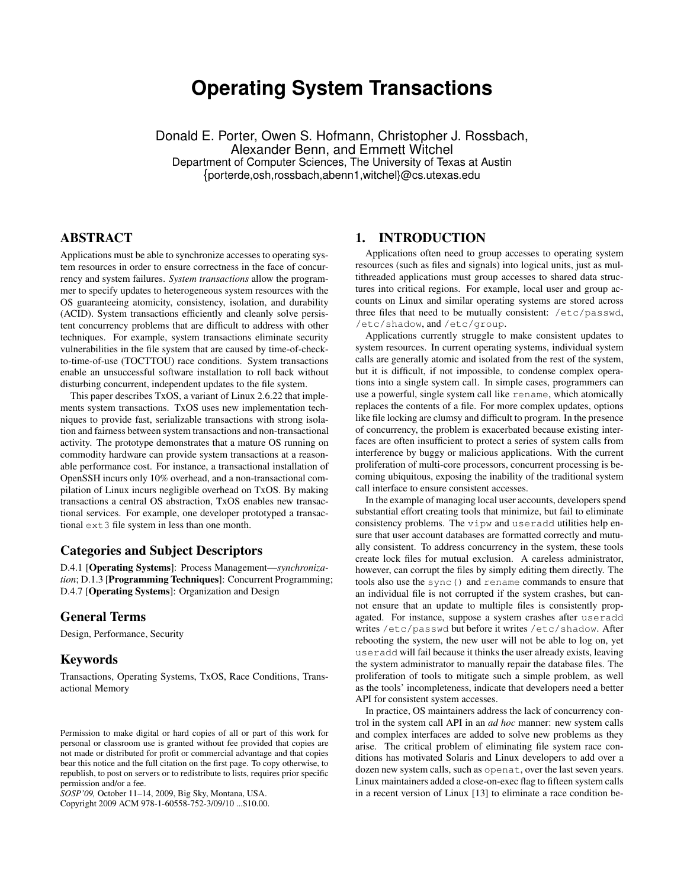# Operating System Transactions

Donald E. Porter, Owen S. Hofmann, Christopher J. Rossbach, Alexander Benn, and Emmett Witchel
Department of Computer Sciences, The University of Texas at Austin
{porterde,osh,rossbach,abenn1,witchel}@cs.utexas.edu

## ABSTRACT

Applications must be able to synchronize accesses to operating system resources in order to ensure correctness in the face of concurrency and system failures. *System transactions* allow the programmer to specify updates to heterogeneous system resources with the OS guaranteeing atomicity, consistency, isolation, and durability (ACID). System transactions efficiently and cleanly solve persistent concurrency problems that are difficult to address with other techniques. For example, system transactions eliminate security vulnerabilities in the file system that are caused by time-of-check-to-time-of-use (TOCTTOU) race conditions. System transactions enable an unsuccessful software installation to roll back without disturbing concurrent, independent updates to the file system.

This paper describes TxOS, a variant of Linux 2.6.22 that implements system transactions. TxOS uses new implementation techniques to provide fast, serializable transactions with strong isolation and fairness between system transactions and non-transactional activity. The prototype demonstrates that a mature OS running on commodity hardware can provide system transactions at a reasonable performance cost. For instance, a transactional installation of OpenSSH incurs only 10% overhead, and a non-transactional compilation of Linux incurs negligible overhead on TxOS. By making transactions a central OS abstraction, TxOS enables new transactional services. For example, one developer prototyped a transactional `ext3` file system in less than one month.

## Categories and Subject Descriptors

D.4.1 [**Operating Systems**]: Process Management—*synchronization*; D.1.3 [**Programming Techniques**]: Concurrent Programming; D.4.7 [**Operating Systems**]: Organization and Design

## General Terms

Design, Performance, Security

## Keywords

Transactions, Operating Systems, TxOS, Race Conditions, Transactional Memory

Permission to make digital or hard copies of all or part of this work for personal or classroom use is granted without fee provided that copies are not made or distributed for profit or commercial advantage and that copies bear this notice and the full citation on the first page. To copy otherwise, to republish, to post on servers or to redistribute to lists, requires prior specific permission and/or a fee.
*SOSP'09,* October 11–14, 2009, Big Sky, Montana, USA.
Copyright 2009 ACM 978-1-60558-752-3/09/10 ...$10.00.

## 1. INTRODUCTION

Applications often need to group accesses to operating system resources (such as files and signals) into logical units, just as multithreaded applications must group accesses to shared data structures into critical regions. For example, local user and group accounts on Linux and similar operating systems are stored across three files that need to be mutually consistent: `/etc/passwd`, `/etc/shadow`, and `/etc/group`.

Applications currently struggle to make consistent updates to system resources. In current operating systems, individual system calls are generally atomic and isolated from the rest of the system, but it is difficult, if not impossible, to condense complex operations into a single system call. In simple cases, programmers can use a powerful, single system call like `rename`, which atomically replaces the contents of a file. For more complex updates, options like file locking are clumsy and difficult to program. In the presence of concurrency, the problem is exacerbated because existing interfaces are often insufficient to protect a series of system calls from interference by buggy or malicious applications. With the current proliferation of multi-core processors, concurrent processing is becoming ubiquitous, exposing the inability of the traditional system call interface to ensure consistent accesses.

In the example of managing local user accounts, developers spend substantial effort creating tools that minimize, but fail to eliminate consistency problems. The `vipw` and `useradd` utilities help ensure that user account databases are formatted correctly and mutually consistent. To address concurrency in the system, these tools create lock files for mutual exclusion. A careless administrator, however, can corrupt the files by simply editing them directly. The tools also use the `sync()` and `rename` commands to ensure that an individual file is not corrupted if the system crashes, but cannot ensure that an update to multiple files is consistently propagated. For instance, suppose a system crashes after `useradd` writes `/etc/passwd` but before it writes `/etc/shadow`. After rebooting the system, the new user will not be able to log on, yet `useradd` will fail because it thinks the user already exists, leaving the system administrator to manually repair the database files. The proliferation of tools to mitigate such a simple problem, as well as the tools' incompleteness, indicate that developers need a better API for consistent system accesses.

In practice, OS maintainers address the lack of concurrency control in the system call API in an *ad hoc* manner: new system calls and complex interfaces are added to solve new problems as they arise. The critical problem of eliminating file system race conditions has motivated Solaris and Linux developers to add over a dozen new system calls, such as `openat`, over the last seven years. Linux maintainers added a close-on-exec flag to fifteen system calls in a recent version of Linux [13] to eliminate a race condition be-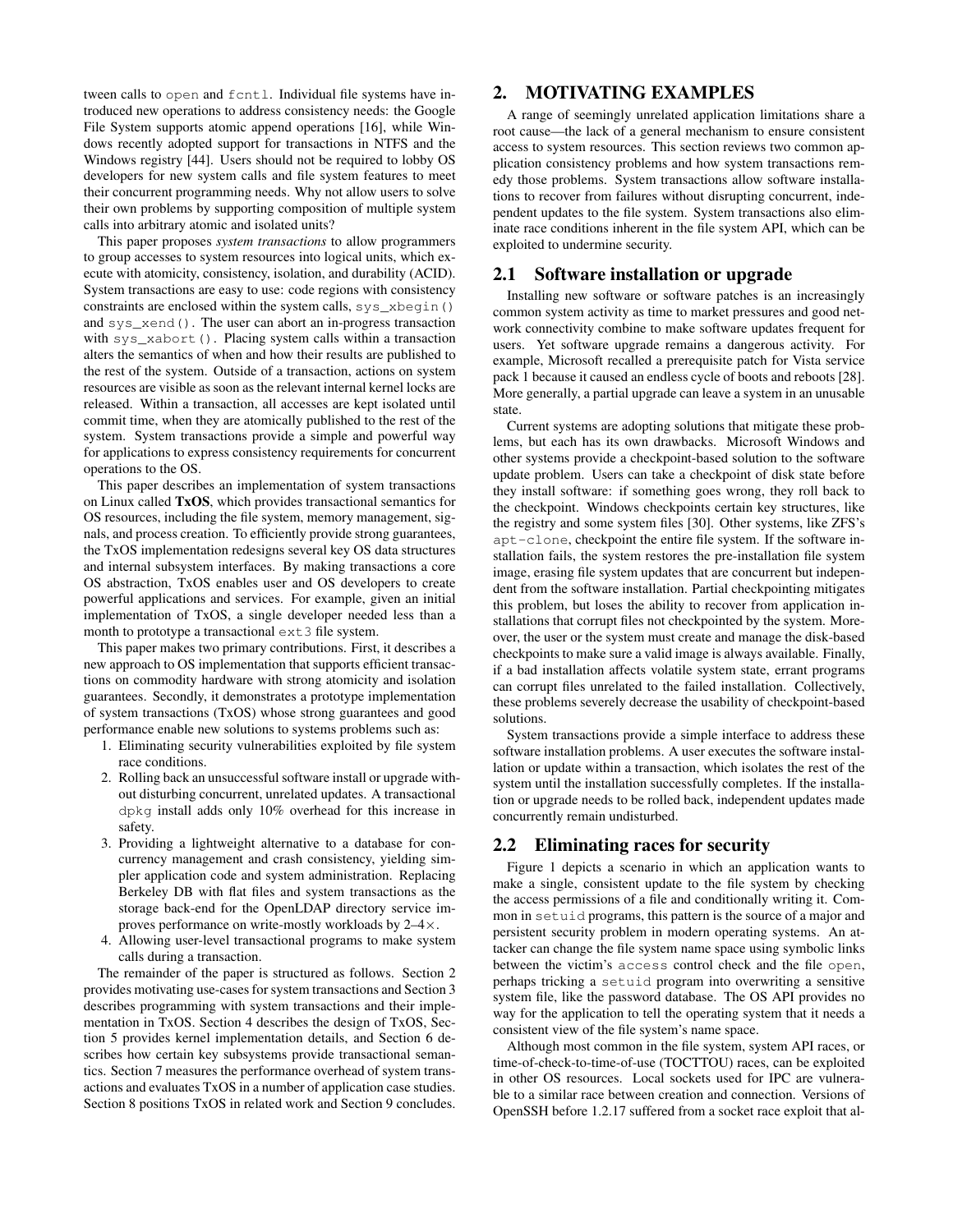tween calls to open and fcntl. Individual file systems have introduced new operations to address consistency needs: the Google File System supports atomic append operations [16], while Windows recently adopted support for transactions in NTFS and the Windows registry [44]. Users should not be required to lobby OS developers for new system calls and file system features to meet their concurrent programming needs. Why not allow users to solve their own problems by supporting composition of multiple system calls into arbitrary atomic and isolated units?

This paper proposes *system transactions* to allow programmers to group accesses to system resources into logical units, which execute with atomicity, consistency, isolation, and durability (ACID). System transactions are easy to use: code regions with consistency constraints are enclosed within the system calls, sys_xbegin() and sys_xend(). The user can abort an in-progress transaction with sys_xabort(). Placing system calls within a transaction alters the semantics of when and how their results are published to the rest of the system. Outside of a transaction, actions on system resources are visible as soon as the relevant internal kernel locks are released. Within a transaction, all accesses are kept isolated until commit time, when they are atomically published to the rest of the system. System transactions provide a simple and powerful way for applications to express consistency requirements for concurrent operations to the OS.

This paper describes an implementation of system transactions on Linux called **TxOS**, which provides transactional semantics for OS resources, including the file system, memory management, signals, and process creation. To efficiently provide strong guarantees, the TxOS implementation redesigns several key OS data structures and internal subsystem interfaces. By making transactions a core OS abstraction, TxOS enables user and OS developers to create powerful applications and services. For example, given an initial implementation of TxOS, a single developer needed less than a month to prototype a transactional ext3 file system.

This paper makes two primary contributions. First, it describes a new approach to OS implementation that supports efficient transactions on commodity hardware with strong atomicity and isolation guarantees. Secondly, it demonstrates a prototype implementation of system transactions (TxOS) whose strong guarantees and good performance enable new solutions to systems problems such as:

1. Eliminating security vulnerabilities exploited by file system race conditions.
2. Rolling back an unsuccessful software install or upgrade without disturbing concurrent, unrelated updates. A transactional dpkg install adds only 10% overhead for this increase in safety.
3. Providing a lightweight alternative to a database for concurrency management and crash consistency, yielding simpler application code and system administration. Replacing Berkeley DB with flat files and system transactions as the storage back-end for the OpenLDAP directory service improves performance on write-mostly workloads by 2–4×.
4. Allowing user-level transactional programs to make system calls during a transaction.

The remainder of the paper is structured as follows. Section 2 provides motivating use-cases for system transactions and Section 3 describes programming with system transactions and their implementation in TxOS. Section 4 describes the design of TxOS, Section 5 provides kernel implementation details, and Section 6 describes how certain key subsystems provide transactional semantics. Section 7 measures the performance overhead of system transactions and evaluates TxOS in a number of application case studies. Section 8 positions TxOS in related work and Section 9 concludes.

# 2. MOTIVATING EXAMPLES

A range of seemingly unrelated application limitations share a root cause—the lack of a general mechanism to ensure consistent access to system resources. This section reviews two common application consistency problems and how system transactions remedy those problems. System transactions allow software installations to recover from failures without disrupting concurrent, independent updates to the file system. System transactions also eliminate race conditions inherent in the file system API, which can be exploited to undermine security.

## 2.1 Software installation or upgrade

Installing new software or software patches is an increasingly common system activity as time to market pressures and good network connectivity combine to make software updates frequent for users. Yet software upgrade remains a dangerous activity. For example, Microsoft recalled a prerequisite patch for Vista service pack 1 because it caused an endless cycle of boots and reboots [28]. More generally, a partial upgrade can leave a system in an unusable state.

Current systems are adopting solutions that mitigate these problems, but each has its own drawbacks. Microsoft Windows and other systems provide a checkpoint-based solution to the software update problem. Users can take a checkpoint of disk state before they install software: if something goes wrong, they roll back to the checkpoint. Windows checkpoints certain key structures, like the registry and some system files [30]. Other systems, like ZFS's apt-clone, checkpoint the entire file system. If the software installation fails, the system restores the pre-installation file system image, erasing file system updates that are concurrent but independent from the software installation. Partial checkpointing mitigates this problem, but loses the ability to recover from application installations that corrupt files not checkpointed by the system. Moreover, the user or the system must create and manage the disk-based checkpoints to make sure a valid image is always available. Finally, if a bad installation affects volatile system state, errant programs can corrupt files unrelated to the failed installation. Collectively, these problems severely decrease the usability of checkpoint-based solutions.

System transactions provide a simple interface to address these software installation problems. A user executes the software installation or update within a transaction, which isolates the rest of the system until the installation successfully completes. If the installation or upgrade needs to be rolled back, independent updates made concurrently remain undisturbed.

## 2.2 Eliminating races for security

Figure 1 depicts a scenario in which an application wants to make a single, consistent update to the file system by checking the access permissions of a file and conditionally writing it. Common in setuid programs, this pattern is the source of a major and persistent security problem in modern operating systems. An attacker can change the file system name space using symbolic links between the victim's access control check and the file open, perhaps tricking a setuid program into overwriting a sensitive system file, like the password database. The OS API provides no way for the application to tell the operating system that it needs a consistent view of the file system's name space.

Although most common in the file system, system API races, or time-of-check-to-time-of-use (TOCTTOU) races, can be exploited in other OS resources. Local sockets used for IPC are vulnerable to a similar race between creation and connection. Versions of OpenSSH before 1.2.17 suffered from a socket race exploit that al-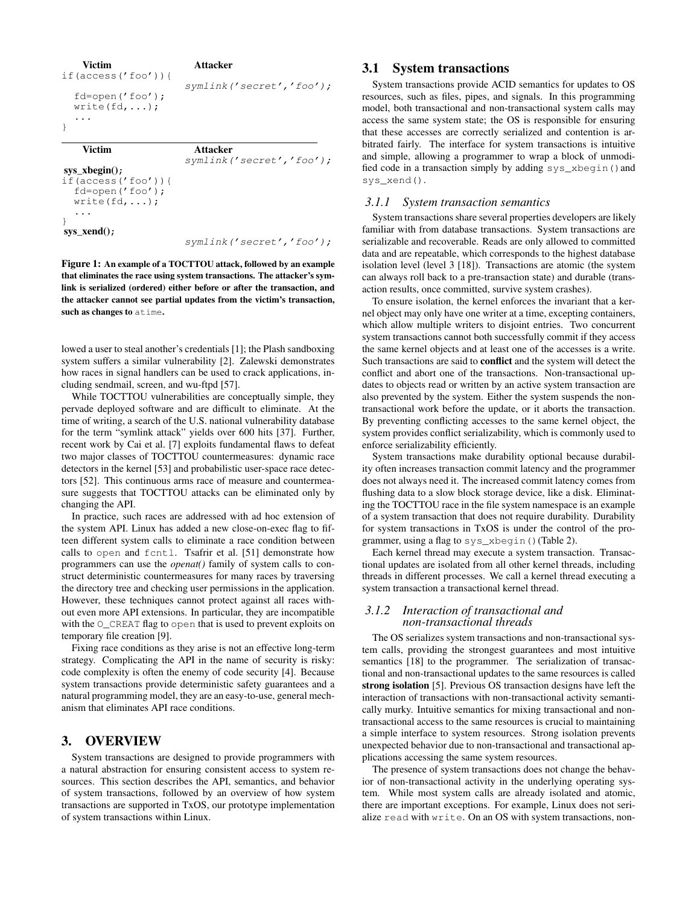```
    Victim                    Attacker
if(access('foo')){
                              symlink('secret','foo');
  fd=open('foo');
  write(fd,...);
  ...
}
```

```
    Victim                    Attacker
                              symlink('secret','foo');
sys_xbegin();
if(access('foo')){
  fd=open('foo');
  write(fd,...);
  ...
}
sys_xend();
                              symlink('secret','foo');
```

**Figure 1: An example of a TOCTTOU attack, followed by an example that eliminates the race using system transactions. The attacker's symlink is serialized (ordered) either before or after the transaction, and the attacker cannot see partial updates from the victim's transaction, such as changes to atime.**

lowed a user to steal another's credentials [1]; the Plash sandboxing system suffers a similar vulnerability [2]. Zalewski demonstrates how races in signal handlers can be used to crack applications, including sendmail, screen, and wu-ftpd [57].

While TOCTTOU vulnerabilities are conceptually simple, they pervade deployed software and are difficult to eliminate. At the time of writing, a search of the U.S. national vulnerability database for the term "symlink attack" yields over 600 hits [37]. Further, recent work by Cai et al. [7] exploits fundamental flaws to defeat two major classes of TOCTTOU countermeasures: dynamic race detectors in the kernel [53] and probabilistic user-space race detectors [52]. This continuous arms race of measure and countermeasure suggests that TOCTTOU attacks can be eliminated only by changing the API.

In practice, such races are addressed with ad hoc extension of the system API. Linux has added a new close-on-exec flag to fifteen different system calls to eliminate a race condition between calls to open and fcntl. Tsafrir et al. [51] demonstrate how programmers can use the *openat()* family of system calls to construct deterministic countermeasures for many races by traversing the directory tree and checking user permissions in the application. However, these techniques cannot protect against all races without even more API extensions. In particular, they are incompatible with the O_CREAT flag to open that is used to prevent exploits on temporary file creation [9].

Fixing race conditions as they arise is not an effective long-term strategy. Complicating the API in the name of security is risky: code complexity is often the enemy of code security [4]. Because system transactions provide deterministic safety guarantees and a natural programming model, they are an easy-to-use, general mechanism that eliminates API race conditions.

## 3. OVERVIEW

System transactions are designed to provide programmers with a natural abstraction for ensuring consistent access to system resources. This section describes the API, semantics, and behavior of system transactions, followed by an overview of how system transactions are supported in TxOS, our prototype implementation of system transactions within Linux.

### 3.1 System transactions

System transactions provide ACID semantics for updates to OS resources, such as files, pipes, and signals. In this programming model, both transactional and non-transactional system calls may access the same system state; the OS is responsible for ensuring that these accesses are correctly serialized and contention is arbitrated fairly. The interface for system transactions is intuitive and simple, allowing a programmer to wrap a block of unmodified code in a transaction simply by adding sys_xbegin() and sys_xend().

#### *3.1.1 System transaction semantics*

System transactions share several properties developers are likely familiar with from database transactions. System transactions are serializable and recoverable. Reads are only allowed to committed data and are repeatable, which corresponds to the highest database isolation level (level 3 [18]). Transactions are atomic (the system can always roll back to a pre-transaction state) and durable (transaction results, once committed, survive system crashes).

To ensure isolation, the kernel enforces the invariant that a kernel object may only have one writer at a time, excepting containers, which allow multiple writers to disjoint entries. Two concurrent system transactions cannot both successfully commit if they access the same kernel objects and at least one of the accesses is a write. Such transactions are said to **conflict** and the system will detect the conflict and abort one of the transactions. Non-transactional updates to objects read or written by an active system transaction are also prevented by the system. Either the system suspends the non-transactional work before the update, or it aborts the transaction. By preventing conflicting accesses to the same kernel object, the system provides conflict serializability, which is commonly used to enforce serializability efficiently.

System transactions make durability optional because durability often increases transaction commit latency and the programmer does not always need it. The increased commit latency comes from flushing data to a slow block storage device, like a disk. Eliminating the TOCTTOU race in the file system namespace is an example of a system transaction that does not require durability. Durability for system transactions in TxOS is under the control of the programmer, using a flag to sys_xbegin() (Table 2).

Each kernel thread may execute a system transaction. Transactional updates are isolated from all other kernel threads, including threads in different processes. We call a kernel thread executing a system transaction a transactional kernel thread.

#### *3.1.2 Interaction of transactional and non-transactional threads*

The OS serializes system transactions and non-transactional system calls, providing the strongest guarantees and most intuitive semantics [18] to the programmer. The serialization of transactional and non-transactional updates to the same resources is called **strong isolation** [5]. Previous OS transaction designs have left the interaction of transactions with non-transactional activity semantically murky. Intuitive semantics for mixing transactional and non-transactional access to the same resources is crucial to maintaining a simple interface to system resources. Strong isolation prevents unexpected behavior due to non-transactional and transactional applications accessing the same system resources.

The presence of system transactions does not change the behavior of non-transactional activity in the underlying operating system. While most system calls are already isolated and atomic, there are important exceptions. For example, Linux does not serialize read with write. On an OS with system transactions, non-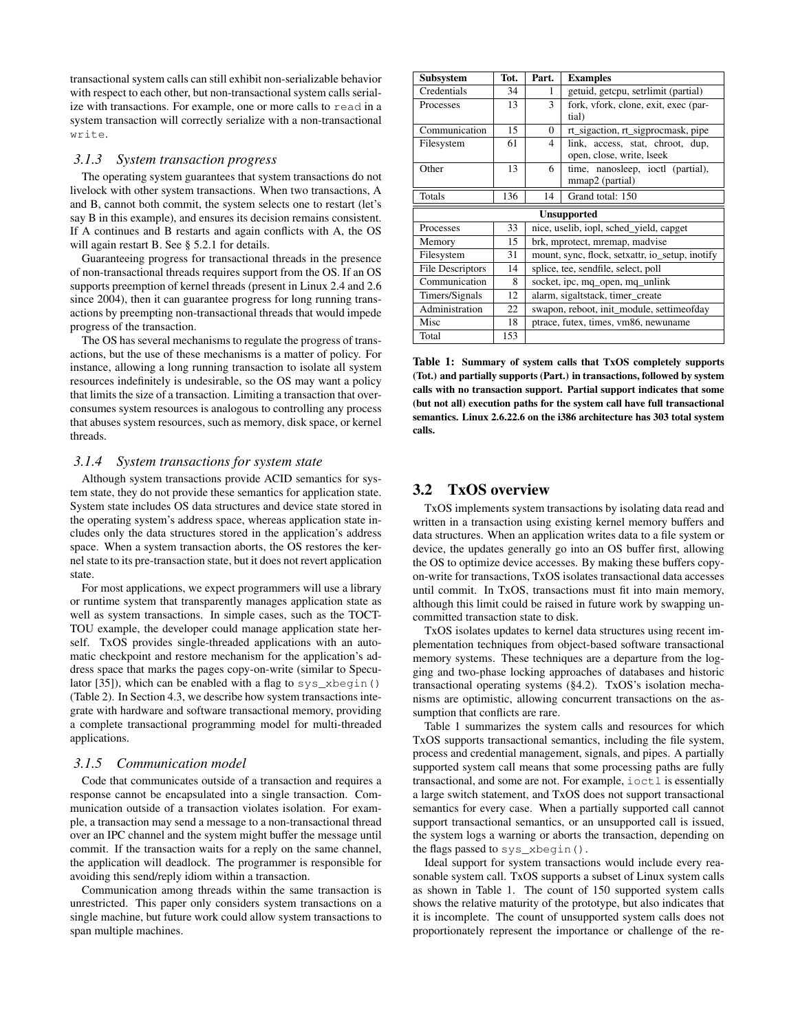transactional system calls can still exhibit non-serializable behavior with respect to each other, but non-transactional system calls serialize with transactions. For example, one or more calls to `read` in a system transaction will correctly serialize with a non-transactional `write`.

### *3.1.3 System transaction progress*

The operating system guarantees that system transactions do not livelock with other system transactions. When two transactions, A and B, cannot both commit, the system selects one to restart (let's say B in this example), and ensures its decision remains consistent. If A continues and B restarts and again conflicts with A, the OS will again restart B. See § 5.2.1 for details.

Guaranteeing progress for transactional threads in the presence of non-transactional threads requires support from the OS. If an OS supports preemption of kernel threads (present in Linux 2.4 and 2.6 since 2004), then it can guarantee progress for long running transactions by preempting non-transactional threads that would impede progress of the transaction.

The OS has several mechanisms to regulate the progress of transactions, but the use of these mechanisms is a matter of policy. For instance, allowing a long running transaction to isolate all system resources indefinitely is undesirable, so the OS may want a policy that limits the size of a transaction. Limiting a transaction that over-consumes system resources is analogous to controlling any process that abuses system resources, such as memory, disk space, or kernel threads.

### *3.1.4 System transactions for system state*

Although system transactions provide ACID semantics for system state, they do not provide these semantics for application state. System state includes OS data structures and device state stored in the operating system's address space, whereas application state includes only the data structures stored in the application's address space. When a system transaction aborts, the OS restores the kernel state to its pre-transaction state, but it does not revert application state.

For most applications, we expect programmers will use a library or runtime system that transparently manages application state as well as system transactions. In simple cases, such as the TOCTTOU example, the developer could manage application state herself. TxOS provides single-threaded applications with an automatic checkpoint and restore mechanism for the application's address space that marks the pages copy-on-write (similar to Speculator [35]), which can be enabled with a flag to `sys_xbegin()` (Table 2). In Section 4.3, we describe how system transactions integrate with hardware and software transactional memory, providing a complete transactional programming model for multi-threaded applications.

### *3.1.5 Communication model*

Code that communicates outside of a transaction and requires a response cannot be encapsulated into a single transaction. Communication outside of a transaction violates isolation. For example, a transaction may send a message to a non-transactional thread over an IPC channel and the system might buffer the message until commit. If the transaction waits for a reply on the same channel, the application will deadlock. The programmer is responsible for avoiding this send/reply idiom within a transaction.

Communication among threads within the same transaction is unrestricted. This paper only considers system transactions on a single machine, but future work could allow system transactions to span multiple machines.

| Subsystem | Tot. | Part. | Examples |
|---|---|---|---|
| Credentials | 34 | 1 | getuid, getcpu, setrlimit (partial) |
| Processes | 13 | 3 | fork, vfork, clone, exit, exec (partial) |
| Communication | 15 | 0 | rt_sigaction, rt_sigprocmask, pipe |
| Filesystem | 61 | 4 | link, access, stat, chroot, dup, open, close, write, lseek |
| Other | 13 | 6 | time, nanosleep, ioctl (partial), mmap2 (partial) |
| Totals | 136 | 14 | Grand total: 150 |
| **Unsupported** | | | |
| Processes | 33 | | nice, uselib, iopl, sched_yield, capget |
| Memory | 15 | | brk, mprotect, mremap, madvise |
| Filesystem | 31 | | mount, sync, flock, setxattr, io_setup, inotify |
| File Descriptors | 14 | | splice, tee, sendfile, select, poll |
| Communication | 8 | | socket, ipc, mq_open, mq_unlink |
| Timers/Signals | 12 | | alarm, sigaltstack, timer_create |
| Administration | 22 | | swapon, reboot, init_module, settimeofday |
| Misc | 18 | | ptrace, futex, times, vm86, newuname |
| Total | 153 | | |

**Table 1: Summary of system calls that TxOS completely supports (Tot.) and partially supports (Part.) in transactions, followed by system calls with no transaction support. Partial support indicates that some (but not all) execution paths for the system call have full transactional semantics. Linux 2.6.22.6 on the i386 architecture has 303 total system calls.**

## 3.2 TxOS overview

TxOS implements system transactions by isolating data read and written in a transaction using existing kernel memory buffers and data structures. When an application writes data to a file system or device, the updates generally go into an OS buffer first, allowing the OS to optimize device accesses. By making these buffers copy-on-write for transactions, TxOS isolates transactional data accesses until commit. In TxOS, transactions must fit into main memory, although this limit could be raised in future work by swapping uncommitted transaction state to disk.

TxOS isolates updates to kernel data structures using recent implementation techniques from object-based software transactional memory systems. These techniques are a departure from the logging and two-phase locking approaches of databases and historic transactional operating systems (§4.2). TxOS's isolation mechanisms are optimistic, allowing concurrent transactions on the assumption that conflicts are rare.

Table 1 summarizes the system calls and resources for which TxOS supports transactional semantics, including the file system, process and credential management, signals, and pipes. A partially supported system call means that some processing paths are fully transactional, and some are not. For example, `ioctl` is essentially a large switch statement, and TxOS does not support transactional semantics for every case. When a partially supported call cannot support transactional semantics, or an unsupported call is issued, the system logs a warning or aborts the transaction, depending on the flags passed to `sys_xbegin()`.

Ideal support for system transactions would include every reasonable system call. TxOS supports a subset of Linux system calls as shown in Table 1. The count of 150 supported system calls shows the relative maturity of the prototype, but also indicates that it is incomplete. The count of unsupported system calls does not proportionately represent the importance or challenge of the re-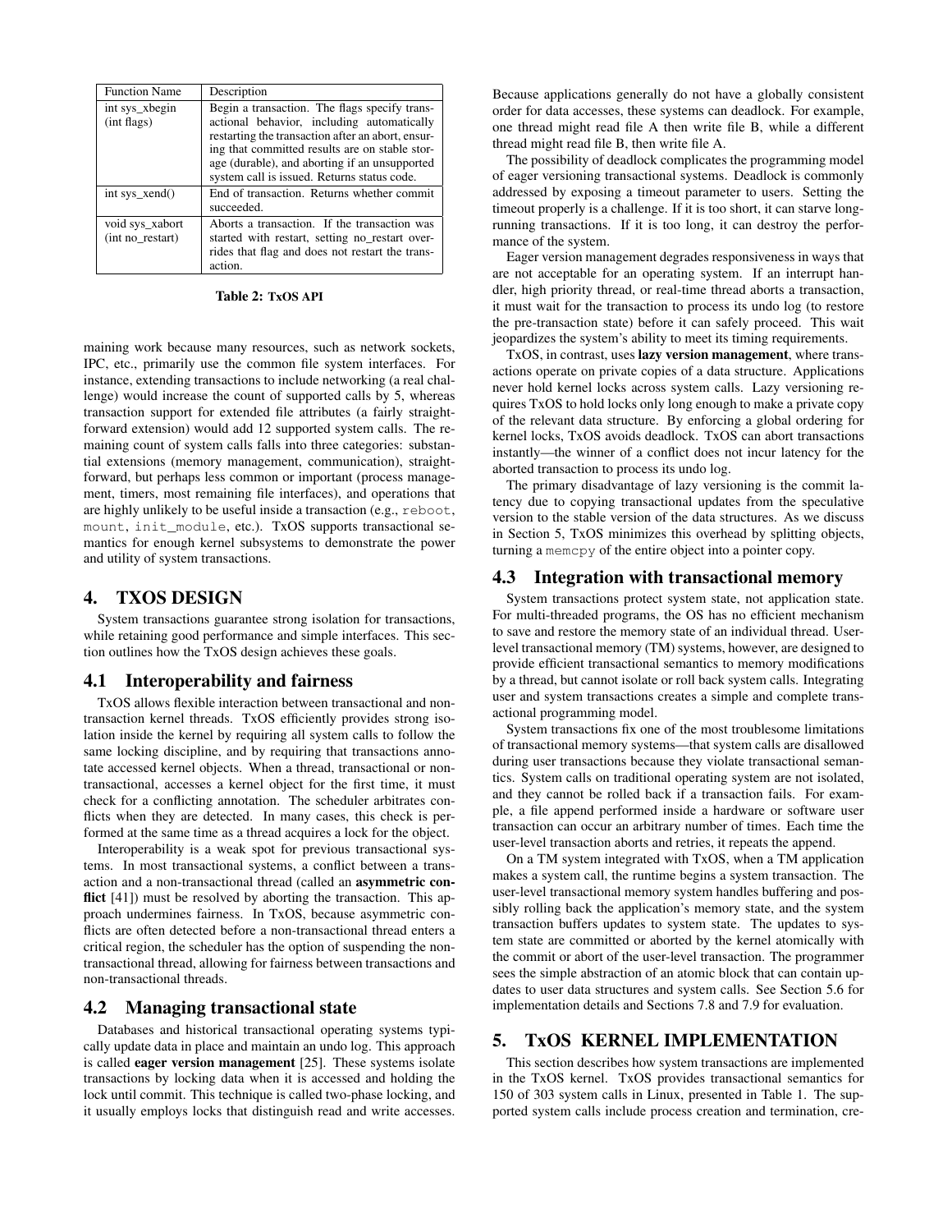| Function Name | Description |
| --- | --- |
| int sys_xbegin (int flags) | Begin a transaction. The flags specify transactional behavior, including automatically restarting the transaction after an abort, ensuring that committed results are on stable storage (durable), and aborting if an unsupported system call is issued. Returns status code. |
| int sys_xend() | End of transaction. Returns whether commit succeeded. |
| void sys_xabort (int no_restart) | Aborts a transaction. If the transaction was started with restart, setting no_restart overrides that flag and does not restart the transaction. |

**Table 2: TxOS API**

maining work because many resources, such as network sockets, IPC, etc., primarily use the common file system interfaces. For instance, extending transactions to include networking (a real challenge) would increase the count of supported calls by 5, whereas transaction support for extended file attributes (a fairly straightforward extension) would add 12 supported system calls. The remaining count of system calls falls into three categories: substantial extensions (memory management, communication), straightforward, but perhaps less common or important (process management, timers, most remaining file interfaces), and operations that are highly unlikely to be useful inside a transaction (e.g., `reboot`, `mount`, `init_module`, etc.). TxOS supports transactional semantics for enough kernel subsystems to demonstrate the power and utility of system transactions.

# 4. TXOS DESIGN

System transactions guarantee strong isolation for transactions, while retaining good performance and simple interfaces. This section outlines how the TxOS design achieves these goals.

## 4.1 Interoperability and fairness

TxOS allows flexible interaction between transactional and non-transaction kernel threads. TxOS efficiently provides strong isolation inside the kernel by requiring all system calls to follow the same locking discipline, and by requiring that transactions annotate accessed kernel objects. When a thread, transactional or non-transactional, accesses a kernel object for the first time, it must check for a conflicting annotation. The scheduler arbitrates conflicts when they are detected. In many cases, this check is performed at the same time as a thread acquires a lock for the object.

Interoperability is a weak spot for previous transactional systems. In most transactional systems, a conflict between a transaction and a non-transactional thread (called an **asymmetric conflict** [41]) must be resolved by aborting the transaction. This approach undermines fairness. In TxOS, because asymmetric conflicts are often detected before a non-transactional thread enters a critical region, the scheduler has the option of suspending the non-transactional thread, allowing for fairness between transactions and non-transactional threads.

## 4.2 Managing transactional state

Databases and historical transactional operating systems typically update data in place and maintain an undo log. This approach is called **eager version management** [25]. These systems isolate transactions by locking data when it is accessed and holding the lock until commit. This technique is called two-phase locking, and it usually employs locks that distinguish read and write accesses. Because applications generally do not have a globally consistent order for data accesses, these systems can deadlock. For example, one thread might read file A then write file B, while a different thread might read file B, then write file A.

The possibility of deadlock complicates the programming model of eager versioning transactional systems. Deadlock is commonly addressed by exposing a timeout parameter to users. Setting the timeout properly is a challenge. If it is too short, it can starve long-running transactions. If it is too long, it can destroy the performance of the system.

Eager version management degrades responsiveness in ways that are not acceptable for an operating system. If an interrupt handler, high priority thread, or real-time thread aborts a transaction, it must wait for the transaction to process its undo log (to restore the pre-transaction state) before it can safely proceed. This wait jeopardizes the system's ability to meet its timing requirements.

TxOS, in contrast, uses **lazy version management**, where transactions operate on private copies of a data structure. Applications never hold kernel locks across system calls. Lazy versioning requires TxOS to hold locks only long enough to make a private copy of the relevant data structure. By enforcing a global ordering for kernel locks, TxOS avoids deadlock. TxOS can abort transactions instantly—the winner of a conflict does not incur latency for the aborted transaction to process its undo log.

The primary disadvantage of lazy versioning is the commit latency due to copying transactional updates from the speculative version to the stable version of the data structures. As we discuss in Section 5, TxOS minimizes this overhead by splitting objects, turning a `memcpy` of the entire object into a pointer copy.

## 4.3 Integration with transactional memory

System transactions protect system state, not application state. For multi-threaded programs, the OS has no efficient mechanism to save and restore the memory state of an individual thread. User-level transactional memory (TM) systems, however, are designed to provide efficient transactional semantics to memory modifications by a thread, but cannot isolate or roll back system calls. Integrating user and system transactions creates a simple and complete transactional programming model.

System transactions fix one of the most troublesome limitations of transactional memory systems—that system calls are disallowed during user transactions because they violate transactional semantics. System calls on traditional operating system are not isolated, and they cannot be rolled back if a transaction fails. For example, a file append performed inside a hardware or software user transaction can occur an arbitrary number of times. Each time the user-level transaction aborts and retries, it repeats the append.

On a TM system integrated with TxOS, when a TM application makes a system call, the runtime begins a system transaction. The user-level transactional memory system handles buffering and possibly rolling back the application's memory state, and the system transaction buffers updates to system state. The updates to system state are committed or aborted by the kernel atomically with the commit or abort of the user-level transaction. The programmer sees the simple abstraction of an atomic block that can contain updates to user data structures and system calls. See Section 5.6 for implementation details and Sections 7.8 and 7.9 for evaluation.

# 5. TxOS KERNEL IMPLEMENTATION

This section describes how system transactions are implemented in the TxOS kernel. TxOS provides transactional semantics for 150 of 303 system calls in Linux, presented in Table 1. The supported system calls include process creation and termination, cre-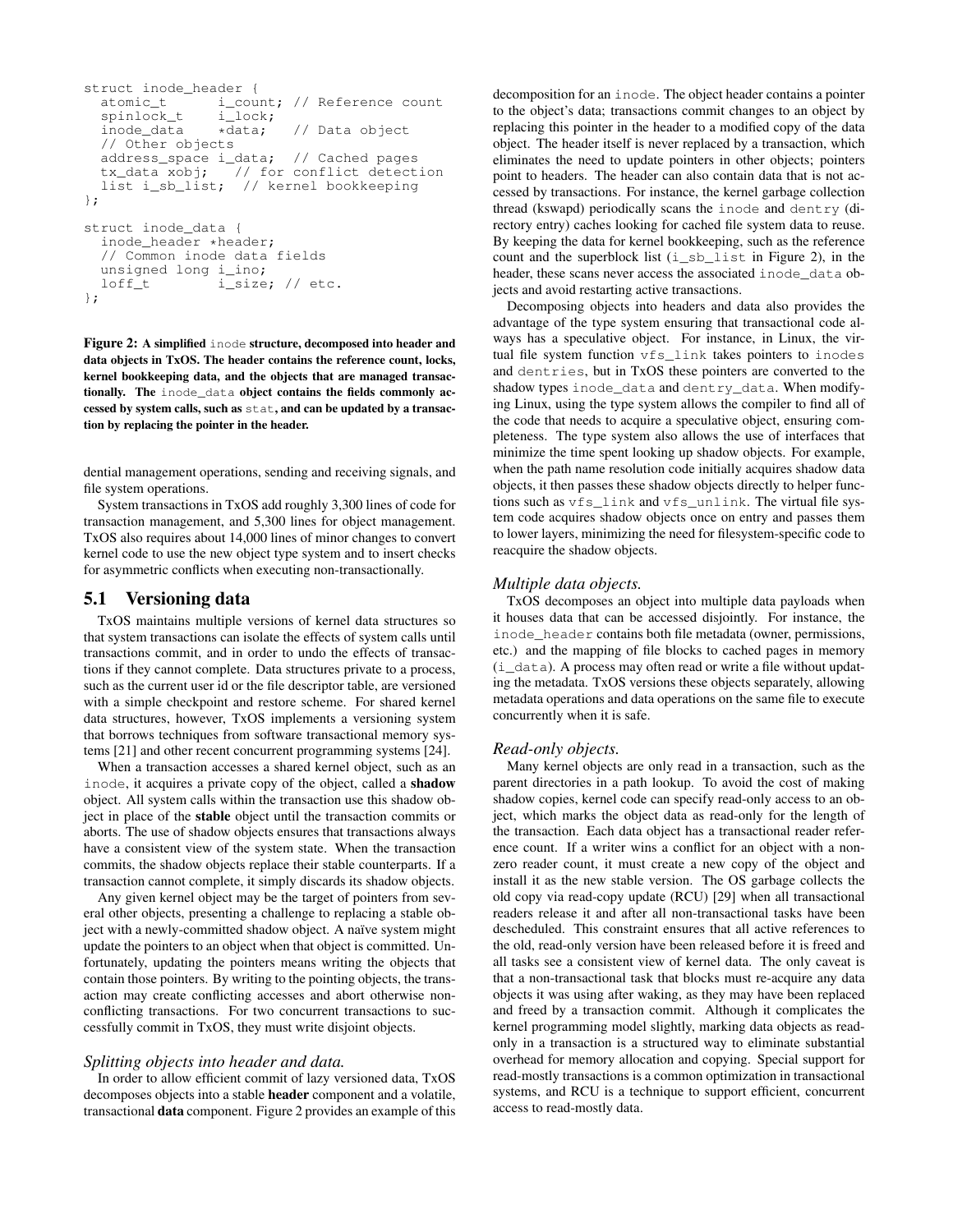```
struct inode_header {
  atomic_t      i_count; // Reference count
  spinlock_t    i_lock;
  inode_data    *data;   // Data object
  // Other objects
  address_space i_data;  // Cached pages
  tx_data xobj;    // for conflict detection
  list i_sb_list;  // kernel bookkeeping
};

struct inode_data {
  inode_header *header;
  // Common inode data fields
  unsigned long i_ino;
  loff_t        i_size; // etc.
};
```

**Figure 2: A simplified `inode` structure, decomposed into header and data objects in TxOS. The header contains the reference count, locks, kernel bookkeeping data, and the objects that are managed transactionally. The `inode_data` object contains the fields commonly accessed by system calls, such as `stat`, and can be updated by a transaction by replacing the pointer in the header.**

dential management operations, sending and receiving signals, and file system operations.

System transactions in TxOS add roughly 3,300 lines of code for transaction management, and 5,300 lines for object management. TxOS also requires about 14,000 lines of minor changes to convert kernel code to use the new object type system and to insert checks for asymmetric conflicts when executing non-transactionally.

## 5.1 Versioning data

TxOS maintains multiple versions of kernel data structures so that system transactions can isolate the effects of system calls until transactions commit, and in order to undo the effects of transactions if they cannot complete. Data structures private to a process, such as the current user id or the file descriptor table, are versioned with a simple checkpoint and restore scheme. For shared kernel data structures, however, TxOS implements a versioning system that borrows techniques from software transactional memory systems [21] and other recent concurrent programming systems [24].

When a transaction accesses a shared kernel object, such as an `inode`, it acquires a private copy of the object, called a **shadow** object. All system calls within the transaction use this shadow object in place of the **stable** object until the transaction commits or aborts. The use of shadow objects ensures that transactions always have a consistent view of the system state. When the transaction commits, the shadow objects replace their stable counterparts. If a transaction cannot complete, it simply discards its shadow objects.

Any given kernel object may be the target of pointers from several other objects, presenting a challenge to replacing a stable object with a newly-committed shadow object. A naïve system might update the pointers to an object when that object is committed. Unfortunately, updating the pointers means writing the objects that contain those pointers. By writing to the pointing objects, the transaction may create conflicting accesses and abort otherwise non-conflicting transactions. For two concurrent transactions to successfully commit in TxOS, they must write disjoint objects.

### *Splitting objects into header and data.*

In order to allow efficient commit of lazy versioned data, TxOS decomposes objects into a stable **header** component and a volatile, transactional **data** component. Figure 2 provides an example of this decomposition for an `inode`. The object header contains a pointer to the object's data; transactions commit changes to an object by replacing this pointer in the header to a modified copy of the data object. The header itself is never replaced by a transaction, which eliminates the need to update pointers in other objects; pointers point to headers. The header can also contain data that is not accessed by transactions. For instance, the kernel garbage collection thread (kswapd) periodically scans the `inode` and `dentry` (directory entry) caches looking for cached file system data to reuse. By keeping the data for kernel bookkeeping, such as the reference count and the superblock list (`i_sb_list` in Figure 2), in the header, these scans never access the associated `inode_data` objects and avoid restarting active transactions.

Decomposing objects into headers and data also provides the advantage of the type system ensuring that transactional code always has a speculative object. For instance, in Linux, the virtual file system function `vfs_link` takes pointers to `inodes` and `dentries`, but in TxOS these pointers are converted to the shadow types `inode_data` and `dentry_data`. When modifying Linux, using the type system allows the compiler to find all of the code that needs to acquire a speculative object, ensuring completeness. The type system also allows the use of interfaces that minimize the time spent looking up shadow objects. For example, when the path name resolution code initially acquires shadow data objects, it then passes these shadow objects directly to helper functions such as `vfs_link` and `vfs_unlink`. The virtual file system code acquires shadow objects once on entry and passes them to lower layers, minimizing the need for filesystem-specific code to reacquire the shadow objects.

### *Multiple data objects.*

TxOS decomposes an object into multiple data payloads when it houses data that can be accessed disjointly. For instance, the `inode_header` contains both file metadata (owner, permissions, etc.) and the mapping of file blocks to cached pages in memory (`i_data`). A process may often read or write a file without updating the metadata. TxOS versions these objects separately, allowing metadata operations and data operations on the same file to execute concurrently when it is safe.

### *Read-only objects.*

Many kernel objects are only read in a transaction, such as the parent directories in a path lookup. To avoid the cost of making shadow copies, kernel code can specify read-only access to an object, which marks the object data as read-only for the length of the transaction. Each data object has a transactional reader reference count. If a writer wins a conflict for an object with a non-zero reader count, it must create a new copy of the object and install it as the new stable version. The OS garbage collects the old copy via read-copy update (RCU) [29] when all transactional readers release it and after all non-transactional tasks have been descheduled. This constraint ensures that all active references to the old, read-only version have been released before it is freed and all tasks see a consistent view of kernel data. The only caveat is that a non-transactional task that blocks must re-acquire any data objects it was using after waking, as they may have been replaced and freed by a transaction commit. Although it complicates the kernel programming model slightly, marking data objects as read-only in a transaction is a structured way to eliminate substantial overhead for memory allocation and copying. Special support for read-mostly transactions is a common optimization in transactional systems, and RCU is a technique to support efficient, concurrent access to read-mostly data.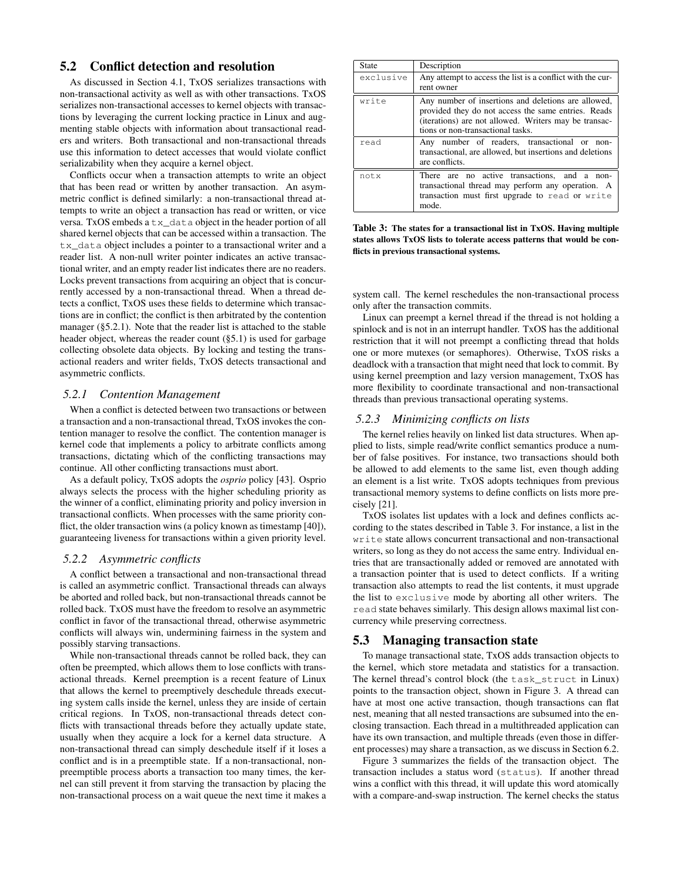## 5.2 Conflict detection and resolution

As discussed in Section 4.1, TxOS serializes transactions with non-transactional activity as well as with other transactions. TxOS serializes non-transactional accesses to kernel objects with transactions by leveraging the current locking practice in Linux and augmenting stable objects with information about transactional readers and writers. Both transactional and non-transactional threads use this information to detect accesses that would violate conflict serializability when they acquire a kernel object.

Conflicts occur when a transaction attempts to write an object that has been read or written by another transaction. An asymmetric conflict is defined similarly: a non-transactional thread attempts to write an object a transaction has read or written, or vice versa. TxOS embeds a `tx_data` object in the header portion of all shared kernel objects that can be accessed within a transaction. The `tx_data` object includes a pointer to a transactional writer and a reader list. A non-null writer pointer indicates an active transactional writer, and an empty reader list indicates there are no readers. Locks prevent transactions from acquiring an object that is concurrently accessed by a non-transactional thread. When a thread detects a conflict, TxOS uses these fields to determine which transactions are in conflict; the conflict is then arbitrated by the contention manager (§5.2.1). Note that the reader list is attached to the stable header object, whereas the reader count (§5.1) is used for garbage collecting obsolete data objects. By locking and testing the transactional readers and writer fields, TxOS detects transactional and asymmetric conflicts.

### 5.2.1 Contention Management

When a conflict is detected between two transactions or between a transaction and a non-transactional thread, TxOS invokes the contention manager to resolve the conflict. The contention manager is kernel code that implements a policy to arbitrate conflicts among transactions, dictating which of the conflicting transactions may continue. All other conflicting transactions must abort.

As a default policy, TxOS adopts the *osprio* policy [43]. Osprio always selects the process with the higher scheduling priority as the winner of a conflict, eliminating priority and policy inversion in transactional conflicts. When processes with the same priority conflict, the older transaction wins (a policy known as timestamp [40]), guaranteeing liveness for transactions within a given priority level.

### 5.2.2 Asymmetric conflicts

A conflict between a transactional and non-transactional thread is called an asymmetric conflict. Transactional threads can always be aborted and rolled back, but non-transactional threads cannot be rolled back. TxOS must have the freedom to resolve an asymmetric conflict in favor of the transactional thread, otherwise asymmetric conflicts will always win, undermining fairness in the system and possibly starving transactions.

While non-transactional threads cannot be rolled back, they can often be preempted, which allows them to lose conflicts with transactional threads. Kernel preemption is a recent feature of Linux that allows the kernel to preemptively deschedule threads executing system calls inside the kernel, unless they are inside of certain critical regions. In TxOS, non-transactional threads detect conflicts with transactional threads before they actually update state, usually when they acquire a lock for a kernel data structure. A non-transactional thread can simply deschedule itself if it loses a conflict and is in a preemptible state. If a non-transactional, non-preemptible process aborts a transaction too many times, the kernel can still prevent it from starving the transaction by placing the non-transactional process on a wait queue the next time it makes a system call. The kernel reschedules the non-transactional process only after the transaction commits.

Linux can preempt a kernel thread if the thread is not holding a spinlock and is not in an interrupt handler. TxOS has the additional restriction that it will not preempt a conflicting thread that holds one or more mutexes (or semaphores). Otherwise, TxOS risks a deadlock with a transaction that might need that lock to commit. By using kernel preemption and lazy version management, TxOS has more flexibility to coordinate transactional and non-transactional threads than previous transactional operating systems.

| State | Description |
|---|---|
| `exclusive` | Any attempt to access the list is a conflict with the current owner |
| `write` | Any number of insertions and deletions are allowed, provided they do not access the same entries. Reads (iterations) are not allowed. Writers may be transactions or non-transactional tasks. |
| `read` | Any number of readers, transactional or non-transactional, are allowed, but insertions and deletions are conflicts. |
| `notx` | There are no active transactions, and a non-transactional thread may perform any operation. A transaction must first upgrade to `read` or `write` mode. |

**Table 3: The states for a transactional list in TxOS. Having multiple states allows TxOS lists to tolerate access patterns that would be conflicts in previous transactional systems.**

### 5.2.3 Minimizing conflicts on lists

The kernel relies heavily on linked list data structures. When applied to lists, simple read/write conflict semantics produce a number of false positives. For instance, two transactions should both be allowed to add elements to the same list, even though adding an element is a list write. TxOS adopts techniques from previous transactional memory systems to define conflicts on lists more precisely [21].

TxOS isolates list updates with a lock and defines conflicts according to the states described in Table 3. For instance, a list in the `write` state allows concurrent transactional and non-transactional writers, so long as they do not access the same entry. Individual entries that are transactionally added or removed are annotated with a transaction pointer that is used to detect conflicts. If a writing transaction also attempts to read the list contents, it must upgrade the list to `exclusive` mode by aborting all other writers. The `read` state behaves similarly. This design allows maximal list concurrency while preserving correctness.

## 5.3 Managing transaction state

To manage transactional state, TxOS adds transaction objects to the kernel, which store metadata and statistics for a transaction. The kernel thread's control block (the `task_struct` in Linux) points to the transaction object, shown in Figure 3. A thread can have at most one active transaction, though transactions can flat nest, meaning that all nested transactions are subsumed into the enclosing transaction. Each thread in a multithreaded application can have its own transaction, and multiple threads (even those in different processes) may share a transaction, as we discuss in Section 6.2.

Figure 3 summarizes the fields of the transaction object. The transaction includes a status word (`status`). If another thread wins a conflict with this thread, it will update this word atomically with a compare-and-swap instruction. The kernel checks the status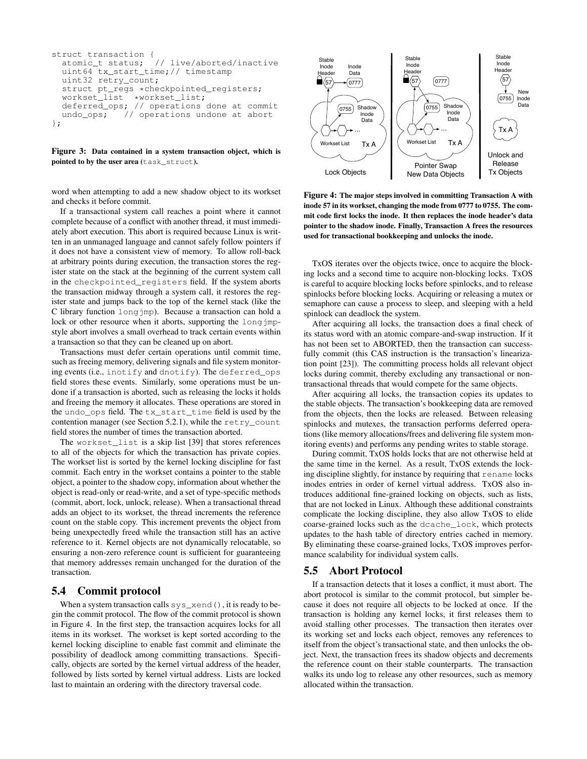```
struct transaction {
  atomic_t status;  // live/aborted/inactive
  uint64 tx_start_time;// timestamp
  uint32 retry_count;
  struct pt_regs *checkpointed_registers;
  workset_list  *workset_list;
  deferred_ops; // operations done at commit
  undo_ops;    // operations undone at abort
};
```

**Figure 3: Data contained in a system transaction object, which is pointed to by the user area (task_struct).**

word when attempting to add a new shadow object to its workset and checks it before commit.

If a transactional system call reaches a point where it cannot complete because of a conflict with another thread, it must immediately abort execution. This abort is required because Linux is written in an unmanaged language and cannot safely follow pointers if it does not have a consistent view of memory. To allow roll-back at arbitrary points during execution, the transaction stores the register state on the stack at the beginning of the current system call in the checkpointed_registers field. If the system aborts the transaction midway through a system call, it restores the register state and jumps back to the top of the kernel stack (like the C library function longjmp). Because a transaction can hold a lock or other resource when it aborts, supporting the longjmp-style abort involves a small overhead to track certain events within a transaction so that they can be cleaned up on abort.

Transactions must defer certain operations until commit time, such as freeing memory, delivering signals and file system monitoring events (i.e., inotify and dnotify). The deferred_ops field stores these events. Similarly, some operations must be undone if a transaction is aborted, such as releasing the locks it holds and freeing the memory it allocates. These operations are stored in the undo_ops field. The tx_start_time field is used by the contention manager (see Section 5.2.1), while the retry_count field stores the number of times the transaction aborted.

The workset_list is a skip list [39] that stores references to all of the objects for which the transaction has private copies. The workset list is sorted by the kernel locking discipline for fast commit. Each entry in the workset contains a pointer to the stable object, a pointer to the shadow copy, information about whether the object is read-only or read-write, and a set of type-specific methods (commit, abort, lock, unlock, release). When a transactional thread adds an object to its workset, the thread increments the reference count on the stable copy. This increment prevents the object from being unexpectedly freed while the transaction still has an active reference to it. Kernel objects are not dynamically relocatable, so ensuring a non-zero reference count is sufficient for guaranteeing that memory addresses remain unchanged for the duration of the transaction.

## 5.4 Commit protocol

When a system transaction calls sys_xend(), it is ready to begin the commit protocol. The flow of the commit protocol is shown in Figure 4. In the first step, the transaction acquires locks for all items in its workset. The workset is kept sorted according to the kernel locking discipline to enable fast commit and eliminate the possibility of deadlock among committing transactions. Specifically, objects are sorted by the kernel virtual address of the header, followed by lists sorted by kernel virtual address. Lists are locked last to maintain an ordering with the directory traversal code.

Stable Inode Header
Inode Data
57
0777
0755
Shadow Inode Data
...
Workset List
Tx A
Lock Objects

Stable Inode Header
57
0777
0755
Shadow Inode Data
...
Workset List
Tx A
Pointer Swap New Data Objects

Stable Inode Header
57
0755
New Inode Data
Tx A
Unlock and Release Tx Objects

**Figure 4: The major steps involved in committing Transaction A with inode 57 in its workset, changing the mode from 0777 to 0755. The commit code first locks the inode. It then replaces the inode header's data pointer to the shadow inode. Finally, Transaction A frees the resources used for transactional bookkeeping and unlocks the inode.**

TxOS iterates over the objects twice, once to acquire the blocking locks and a second time to acquire non-blocking locks. TxOS is careful to acquire blocking locks before spinlocks, and to release spinlocks before blocking locks. Acquiring or releasing a mutex or semaphore can cause a process to sleep, and sleeping with a held spinlock can deadlock the system.

After acquiring all locks, the transaction does a final check of its status word with an atomic compare-and-swap instruction. If it has not been set to ABORTED, then the transaction can successfully commit (this CAS instruction is the transaction's linearization point [23]). The committing process holds all relevant object locks during commit, thereby excluding any transactional or non-transactional threads that would compete for the same objects.

After acquiring all locks, the transaction copies its updates to the stable objects. The transaction's bookkeeping data are removed from the objects, then the locks are released. Between releasing spinlocks and mutexes, the transaction performs deferred operations (like memory allocations/frees and delivering file system monitoring events) and performs any pending writes to stable storage.

During commit, TxOS holds locks that are not otherwise held at the same time in the kernel. As a result, TxOS extends the locking discipline slightly, for instance by requiring that rename locks inodes entries in order of kernel virtual address. TxOS also introduces additional fine-grained locking on objects, such as lists, that are not locked in Linux. Although these additional constraints complicate the locking discipline, they also allow TxOS to elide coarse-grained locks such as the dcache_lock, which protects updates to the hash table of directory entries cached in memory. By eliminating these coarse-grained locks, TxOS improves performance scalability for individual system calls.

## 5.5 Abort Protocol

If a transaction detects that it loses a conflict, it must abort. The abort protocol is similar to the commit protocol, but simpler because it does not require all objects to be locked at once. If the transaction is holding any kernel locks, it first releases them to avoid stalling other processes. The transaction then iterates over its working set and locks each object, removes any references to itself from the object's transactional state, and then unlocks the object. Next, the transaction frees its shadow objects and decrements the reference count on their stable counterparts. The transaction walks its undo log to release any other resources, such as memory allocated within the transaction.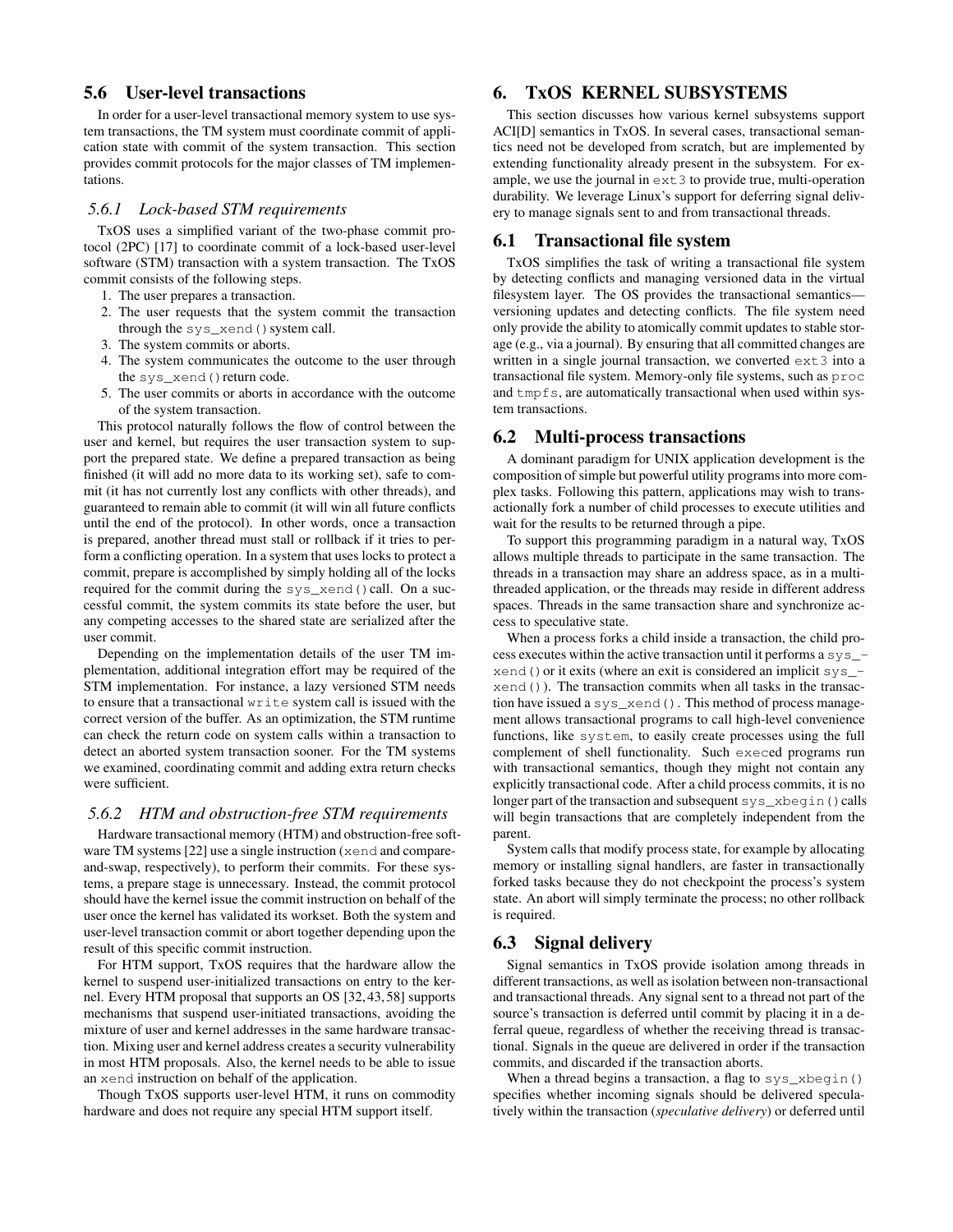### 5.6 User-level transactions

In order for a user-level transactional memory system to use system transactions, the TM system must coordinate commit of application state with commit of the system transaction. This section provides commit protocols for the major classes of TM implementations.

#### 5.6.1 Lock-based STM requirements

TxOS uses a simplified variant of the two-phase commit protocol (2PC) [17] to coordinate commit of a lock-based user-level software (STM) transaction with a system transaction. The TxOS commit consists of the following steps.

1. The user prepares a transaction.
2. The user requests that the system commit the transaction through the `sys_xend()` system call.
3. The system commits or aborts.
4. The system communicates the outcome to the user through the `sys_xend()` return code.
5. The user commits or aborts in accordance with the outcome of the system transaction.

This protocol naturally follows the flow of control between the user and kernel, but requires the user transaction system to support the prepared state. We define a prepared transaction as being finished (it will add no more data to its working set), safe to commit (it has not currently lost any conflicts with other threads), and guaranteed to remain able to commit (it will win all future conflicts until the end of the protocol). In other words, once a transaction is prepared, another thread must stall or rollback if it tries to perform a conflicting operation. In a system that uses locks to protect a commit, prepare is accomplished by simply holding all of the locks required for the commit during the `sys_xend()` call. On a successful commit, the system commits its state before the user, but any competing accesses to the shared state are serialized after the user commit.

Depending on the implementation details of the user TM implementation, additional integration effort may be required of the STM implementation. For instance, a lazy versioned STM needs to ensure that a transactional `write` system call is issued with the correct version of the buffer. As an optimization, the STM runtime can check the return code on system calls within a transaction to detect an aborted system transaction sooner. For the TM systems we examined, coordinating commit and adding extra return checks were sufficient.

#### 5.6.2 HTM and obstruction-free STM requirements

Hardware transactional memory (HTM) and obstruction-free software TM systems [22] use a single instruction (`xend` and compare-and-swap, respectively), to perform their commits. For these systems, a prepare stage is unnecessary. Instead, the commit protocol should have the kernel issue the commit instruction on behalf of the user once the kernel has validated its workset. Both the system and user-level transaction commit or abort together depending upon the result of this specific commit instruction.

For HTM support, TxOS requires that the hardware allow the kernel to suspend user-initialized transactions on entry to the kernel. Every HTM proposal that supports an OS [32, 43, 58] supports mechanisms that suspend user-initiated transactions, avoiding the mixture of user and kernel addresses in the same hardware transaction. Mixing user and kernel address creates a security vulnerability in most HTM proposals. Also, the kernel needs to be able to issue an `xend` instruction on behalf of the application.

Though TxOS supports user-level HTM, it runs on commodity hardware and does not require any special HTM support itself.

## 6. TxOS KERNEL SUBSYSTEMS

This section discusses how various kernel subsystems support ACI[D] semantics in TxOS. In several cases, transactional semantics need not be developed from scratch, but are implemented by extending functionality already present in the subsystem. For example, we use the journal in `ext3` to provide true, multi-operation durability. We leverage Linux's support for deferring signal delivery to manage signals sent to and from transactional threads.

### 6.1 Transactional file system

TxOS simplifies the task of writing a transactional file system by detecting conflicts and managing versioned data in the virtual filesystem layer. The OS provides the transactional semantics—versioning updates and detecting conflicts. The file system need only provide the ability to atomically commit updates to stable storage (e.g., via a journal). By ensuring that all committed changes are written in a single journal transaction, we converted `ext3` into a transactional file system. Memory-only file systems, such as `proc` and `tmpfs`, are automatically transactional when used within system transactions.

### 6.2 Multi-process transactions

A dominant paradigm for UNIX application development is the composition of simple but powerful utility programs into more complex tasks. Following this pattern, applications may wish to transactionally fork a number of child processes to execute utilities and wait for the results to be returned through a pipe.

To support this programming paradigm in a natural way, TxOS allows multiple threads to participate in the same transaction. The threads in a transaction may share an address space, as in a multithreaded application, or the threads may reside in different address spaces. Threads in the same transaction share and synchronize access to speculative state.

When a process forks a child inside a transaction, the child process executes within the active transaction until it performs a `sys_xend()` or it exits (where an exit is considered an implicit `sys_xend()`). The transaction commits when all tasks in the transaction have issued a `sys_xend()`. This method of process management allows transactional programs to call high-level convenience functions, like `system`, to easily create processes using the full complement of shell functionality. Such `exec`ed programs run with transactional semantics, though they might not contain any explicitly transactional code. After a child process commits, it is no longer part of the transaction and subsequent `sys_xbegin()` calls will begin transactions that are completely independent from the parent.

System calls that modify process state, for example by allocating memory or installing signal handlers, are faster in transactionally forked tasks because they do not checkpoint the process's system state. An abort will simply terminate the process; no other rollback is required.

### 6.3 Signal delivery

Signal semantics in TxOS provide isolation among threads in different transactions, as well as isolation between non-transactional and transactional threads. Any signal sent to a thread not part of the source's transaction is deferred until commit by placing it in a deferral queue, regardless of whether the receiving thread is transactional. Signals in the queue are delivered in order if the transaction commits, and discarded if the transaction aborts.

When a thread begins a transaction, a flag to `sys_xbegin()` specifies whether incoming signals should be delivered speculatively within the transaction (*speculative delivery*) or deferred until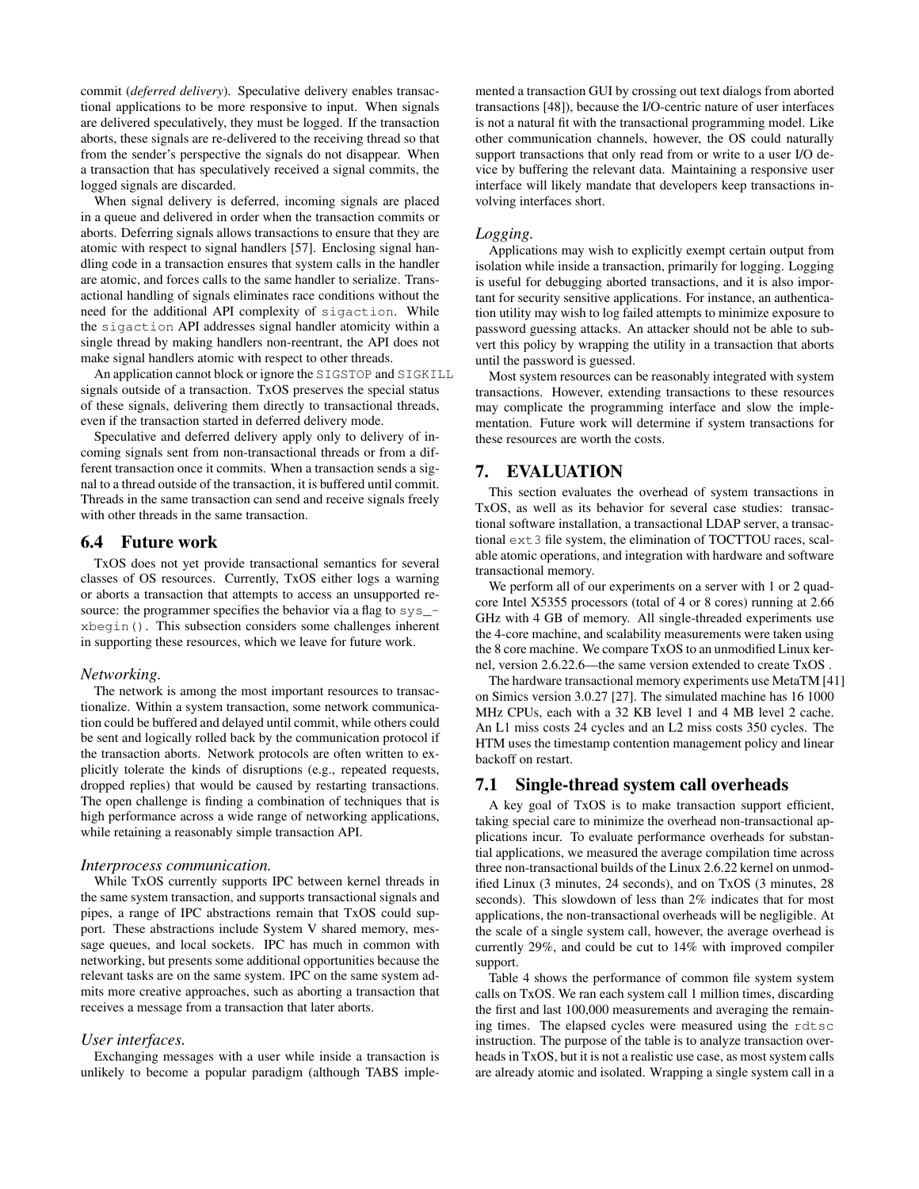commit (*deferred delivery*). Speculative delivery enables transactional applications to be more responsive to input. When signals are delivered speculatively, they must be logged. If the transaction aborts, these signals are re-delivered to the receiving thread so that from the sender's perspective the signals do not disappear. When a transaction that has speculatively received a signal commits, the logged signals are discarded.

When signal delivery is deferred, incoming signals are placed in a queue and delivered in order when the transaction commits or aborts. Deferring signals allows transactions to ensure that they are atomic with respect to signal handlers [57]. Enclosing signal handling code in a transaction ensures that system calls in the handler are atomic, and forces calls to the same handler to serialize. Transactional handling of signals eliminates race conditions without the need for the additional API complexity of `sigaction`. While the `sigaction` API addresses signal handler atomicity within a single thread by making handlers non-reentrant, the API does not make signal handlers atomic with respect to other threads.

An application cannot block or ignore the `SIGSTOP` and `SIGKILL` signals outside of a transaction. TxOS preserves the special status of these signals, delivering them directly to transactional threads, even if the transaction started in deferred delivery mode.

Speculative and deferred delivery apply only to delivery of incoming signals sent from non-transactional threads or from a different transaction once it commits. When a transaction sends a signal to a thread outside of the transaction, it is buffered until commit. Threads in the same transaction can send and receive signals freely with other threads in the same transaction.

## 6.4 Future work

TxOS does not yet provide transactional semantics for several classes of OS resources. Currently, TxOS either logs a warning or aborts a transaction that attempts to access an unsupported resource: the programmer specifies the behavior via a flag to `sys_xbegin()`. This subsection considers some challenges inherent in supporting these resources, which we leave for future work.

*Networking.*

The network is among the most important resources to transactionalize. Within a system transaction, some network communication could be buffered and delayed until commit, while others could be sent and logically rolled back by the communication protocol if the transaction aborts. Network protocols are often written to explicitly tolerate the kinds of disruptions (e.g., repeated requests, dropped replies) that would be caused by restarting transactions. The open challenge is finding a combination of techniques that is high performance across a wide range of networking applications, while retaining a reasonably simple transaction API.

*Interprocess communication.*

While TxOS currently supports IPC between kernel threads in the same system transaction, and supports transactional signals and pipes, a range of IPC abstractions remain that TxOS could support. These abstractions include System V shared memory, message queues, and local sockets. IPC has much in common with networking, but presents some additional opportunities because the relevant tasks are on the same system. IPC on the same system admits more creative approaches, such as aborting a transaction that receives a message from a transaction that later aborts.

*User interfaces.*

Exchanging messages with a user while inside a transaction is unlikely to become a popular paradigm (although TABS implemented a transaction GUI by crossing out text dialogs from aborted transactions [48]), because the I/O-centric nature of user interfaces is not a natural fit with the transactional programming model. Like other communication channels, however, the OS could naturally support transactions that only read from or write to a user I/O device by buffering the relevant data. Maintaining a responsive user interface will likely mandate that developers keep transactions involving interfaces short.

*Logging.*

Applications may wish to explicitly exempt certain output from isolation while inside a transaction, primarily for logging. Logging is useful for debugging aborted transactions, and it is also important for security sensitive applications. For instance, an authentication utility may wish to log failed attempts to minimize exposure to password guessing attacks. An attacker should not be able to subvert this policy by wrapping the utility in a transaction that aborts until the password is guessed.

Most system resources can be reasonably integrated with system transactions. However, extending transactions to these resources may complicate the programming interface and slow the implementation. Future work will determine if system transactions for these resources are worth the costs.

# 7. EVALUATION

This section evaluates the overhead of system transactions in TxOS, as well as its behavior for several case studies: transactional software installation, a transactional LDAP server, a transactional `ext3` file system, the elimination of TOCTTOU races, scalable atomic operations, and integration with hardware and software transactional memory.

We perform all of our experiments on a server with 1 or 2 quad-core Intel X5355 processors (total of 4 or 8 cores) running at 2.66 GHz with 4 GB of memory. All single-threaded experiments use the 4-core machine, and scalability measurements were taken using the 8 core machine. We compare TxOS to an unmodified Linux kernel, version 2.6.22.6—the same version extended to create TxOS .

The hardware transactional memory experiments use MetaTM [41] on Simics version 3.0.27 [27]. The simulated machine has 16 1000 MHz CPUs, each with a 32 KB level 1 and 4 MB level 2 cache. An L1 miss costs 24 cycles and an L2 miss costs 350 cycles. The HTM uses the timestamp contention management policy and linear backoff on restart.

## 7.1 Single-thread system call overheads

A key goal of TxOS is to make transaction support efficient, taking special care to minimize the overhead non-transactional applications incur. To evaluate performance overheads for substantial applications, we measured the average compilation time across three non-transactional builds of the Linux 2.6.22 kernel on unmodified Linux (3 minutes, 24 seconds), and on TxOS (3 minutes, 28 seconds). This slowdown of less than 2% indicates that for most applications, the non-transactional overheads will be negligible. At the scale of a single system call, however, the average overhead is currently 29%, and could be cut to 14% with improved compiler support.

Table 4 shows the performance of common file system system calls on TxOS. We ran each system call 1 million times, discarding the first and last 100,000 measurements and averaging the remaining times. The elapsed cycles were measured using the `rdtsc` instruction. The purpose of the table is to analyze transaction overheads in TxOS, but it is not a realistic use case, as most system calls are already atomic and isolated. Wrapping a single system call in a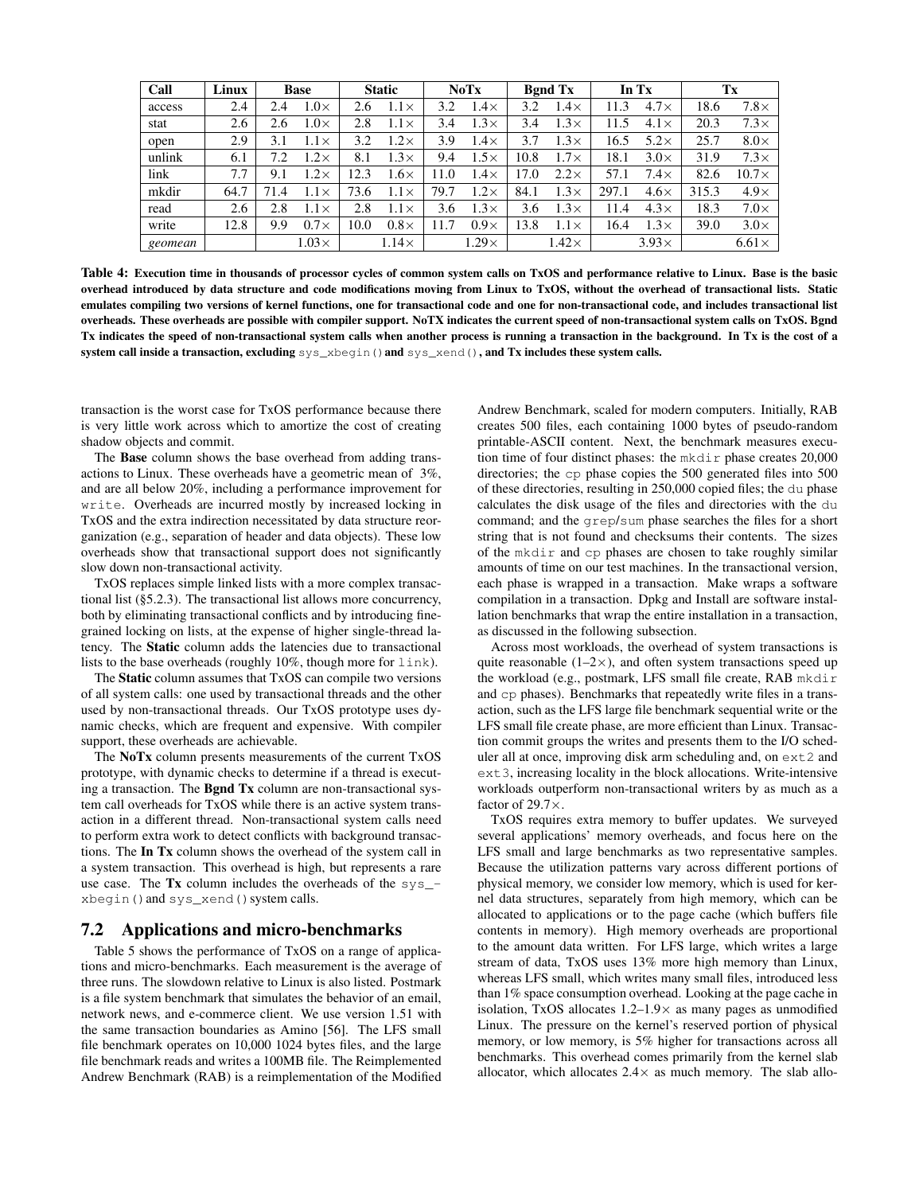| Call | Linux | Base | | Static | | NoTx | | Bgnd Tx | | In Tx | | Tx | |
|---|---|---|---|---|---|---|---|---|---|---|---|---|---|
| access | 2.4 | 2.4 | 1.0× | 2.6 | 1.1× | 3.2 | 1.4× | 3.2 | 1.4× | 11.3 | 4.7× | 18.6 | 7.8× |
| stat | 2.6 | 2.6 | 1.0× | 2.8 | 1.1× | 3.4 | 1.3× | 3.4 | 1.3× | 11.5 | 4.1× | 20.3 | 7.3× |
| open | 2.9 | 3.1 | 1.1× | 3.2 | 1.2× | 3.9 | 1.4× | 3.7 | 1.3× | 16.5 | 5.2× | 25.7 | 8.0× |
| unlink | 6.1 | 7.2 | 1.2× | 8.1 | 1.3× | 9.4 | 1.5× | 10.8 | 1.7× | 18.1 | 3.0× | 31.9 | 7.3× |
| link | 7.7 | 9.1 | 1.2× | 12.3 | 1.6× | 11.0 | 1.4× | 17.0 | 2.2× | 57.1 | 7.4× | 82.6 | 10.7× |
| mkdir | 64.7 | 71.4 | 1.1× | 73.6 | 1.1× | 79.7 | 1.2× | 84.1 | 1.3× | 297.1 | 4.6× | 315.3 | 4.9× |
| read | 2.6 | 2.8 | 1.1× | 2.8 | 1.1× | 3.6 | 1.3× | 3.6 | 1.3× | 11.4 | 4.3× | 18.3 | 7.0× |
| write | 12.8 | 9.9 | 0.7× | 10.0 | 0.8× | 11.7 | 0.9× | 13.8 | 1.1× | 16.4 | 1.3× | 39.0 | 3.0× |
| *geomean* | | | 1.03× | | 1.14× | | 1.29× | | 1.42× | | 3.93× | | 6.61× |

**Table 4: Execution time in thousands of processor cycles of common system calls on TxOS and performance relative to Linux. Base is the basic overhead introduced by data structure and code modifications moving from Linux to TxOS, without the overhead of transactional lists. Static emulates compiling two versions of kernel functions, one for transactional code and one for non-transactional code, and includes transactional list overheads. These overheads are possible with compiler support. NoTX indicates the current speed of non-transactional system calls on TxOS. Bgnd Tx indicates the speed of non-transactional system calls when another process is running a transaction in the background. In Tx is the cost of a system call inside a transaction, excluding `sys_xbegin()` and `sys_xend()`, and Tx includes these system calls.**

transaction is the worst case for TxOS performance because there is very little work across which to amortize the cost of creating shadow objects and commit.

The **Base** column shows the base overhead from adding transactions to Linux. These overheads have a geometric mean of 3%, and are all below 20%, including a performance improvement for `write`. Overheads are incurred mostly by increased locking in TxOS and the extra indirection necessitated by data structure reorganization (e.g., separation of header and data objects). These low overheads show that transactional support does not significantly slow down non-transactional activity.

TxOS replaces simple linked lists with a more complex transactional list (§5.2.3). The transactional list allows more concurrency, both by eliminating transactional conflicts and by introducing fine-grained locking on lists, at the expense of higher single-thread latency. The **Static** column adds the latencies due to transactional lists to the base overheads (roughly 10%, though more for `link`).

The **Static** column assumes that TxOS can compile two versions of all system calls: one used by transactional threads and the other used by non-transactional threads. Our TxOS prototype uses dynamic checks, which are frequent and expensive. With compiler support, these overheads are achievable.

The **NoTx** column presents measurements of the current TxOS prototype, with dynamic checks to determine if a thread is executing a transaction. The **Bgnd Tx** column are non-transactional system call overheads for TxOS while there is an active system transaction in a different thread. Non-transactional system calls need to perform extra work to detect conflicts with background transactions. The **In Tx** column shows the overhead of the system call in a system transaction. This overhead is high, but represents a rare use case. The **Tx** column includes the overheads of the `sys_xbegin()` and `sys_xend()` system calls.

## 7.2 Applications and micro-benchmarks

Table 5 shows the performance of TxOS on a range of applications and micro-benchmarks. Each measurement is the average of three runs. The slowdown relative to Linux is also listed. Postmark is a file system benchmark that simulates the behavior of an email, network news, and e-commerce client. We use version 1.51 with the same transaction boundaries as Amino [56]. The LFS small file benchmark operates on 10,000 1024 bytes files, and the large file benchmark reads and writes a 100MB file. The Reimplemented Andrew Benchmark (RAB) is a reimplementation of the Modified Andrew Benchmark, scaled for modern computers. Initially, RAB creates 500 files, each containing 1000 bytes of pseudo-random printable-ASCII content. Next, the benchmark measures execution time of four distinct phases: the `mkdir` phase creates 20,000 directories; the `cp` phase copies the 500 generated files into 500 of these directories, resulting in 250,000 copied files; the `du` phase calculates the disk usage of the files and directories with the `du` command; and the `grep`/`sum` phase searches the files for a short string that is not found and checksums their contents. The sizes of the `mkdir` and `cp` phases are chosen to take roughly similar amounts of time on our test machines. In the transactional version, each phase is wrapped in a transaction. Make wraps a software compilation in a transaction. Dpkg and Install are software installation benchmarks that wrap the entire installation in a transaction, as discussed in the following subsection.

Across most workloads, the overhead of system transactions is quite reasonable (1–2×), and often system transactions speed up the workload (e.g., postmark, LFS small file create, RAB `mkdir` and `cp` phases). Benchmarks that repeatedly write files in a transaction, such as the LFS large file benchmark sequential write or the LFS small file create phase, are more efficient than Linux. Transaction commit groups the writes and presents them to the I/O scheduler all at once, improving disk arm scheduling and, on `ext2` and `ext3`, increasing locality in the block allocations. Write-intensive workloads outperform non-transactional writers by as much as a factor of 29.7×.

TxOS requires extra memory to buffer updates. We surveyed several applications' memory overheads, and focus here on the LFS small and large benchmarks as two representative samples. Because the utilization patterns vary across different portions of physical memory, we consider low memory, which is used for kernel data structures, separately from high memory, which can be allocated to applications or to the page cache (which buffers file contents in memory). High memory overheads are proportional to the amount data written. For LFS large, which writes a large stream of data, TxOS uses 13% more high memory than Linux, whereas LFS small, which writes many small files, introduced less than 1% space consumption overhead. Looking at the page cache in isolation, TxOS allocates 1.2–1.9× as many pages as unmodified Linux. The pressure on the kernel's reserved portion of physical memory, or low memory, is 5% higher for transactions across all benchmarks. This overhead comes primarily from the kernel slab allocator, which allocates 2.4× as much memory. The slab allo-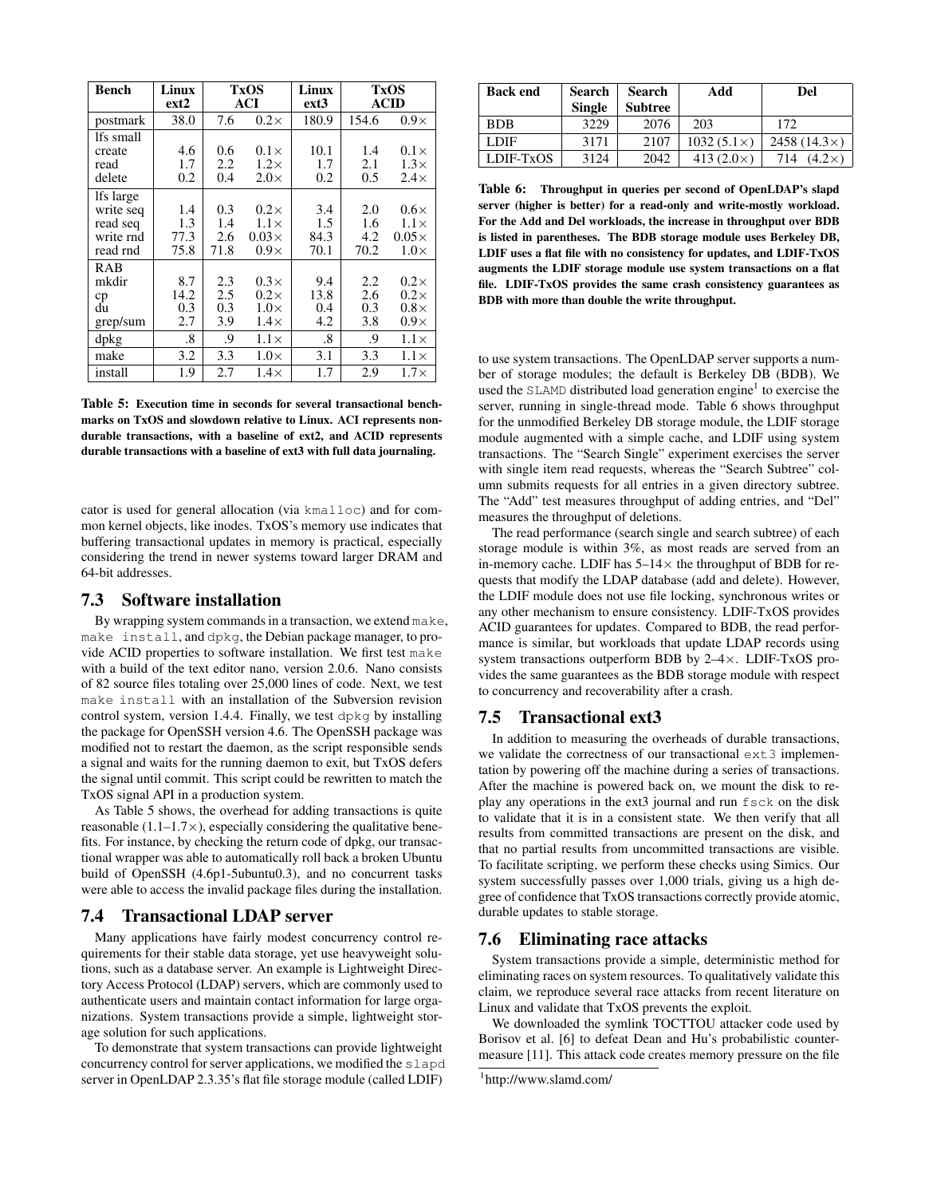| Bench | Linux ext2 | TxOS ACI | | Linux ext3 | TxOS ACID | |
|---|---|---|---|---|---|---|
| postmark | 38.0 | 7.6 | 0.2× | 180.9 | 154.6 | 0.9× |
| lfs small | | | | | | |
| create | 4.6 | 0.6 | 0.1× | 10.1 | 1.4 | 0.1× |
| read | 1.7 | 2.2 | 1.2× | 1.7 | 2.1 | 1.3× |
| delete | 0.2 | 0.4 | 2.0× | 0.2 | 0.5 | 2.4× |
| lfs large | | | | | | |
| write seq | 1.4 | 0.3 | 0.2× | 3.4 | 2.0 | 0.6× |
| read seq | 1.3 | 1.4 | 1.1× | 1.5 | 1.6 | 1.1× |
| write rnd | 77.3 | 2.6 | 0.03× | 84.3 | 4.2 | 0.05× |
| read rnd | 75.8 | 71.8 | 0.9× | 70.1 | 70.2 | 1.0× |
| RAB | | | | | | |
| mkdir | 8.7 | 2.3 | 0.3× | 9.4 | 2.2 | 0.2× |
| cp | 14.2 | 2.5 | 0.2× | 13.8 | 2.6 | 0.2× |
| du | 0.3 | 0.3 | 1.0× | 0.4 | 0.3 | 0.8× |
| grep/sum | 2.7 | 3.9 | 1.4× | 4.2 | 3.8 | 0.9× |
| dpkg | .8 | .9 | 1.1× | .8 | .9 | 1.1× |
| make | 3.2 | 3.3 | 1.0× | 3.1 | 3.3 | 1.1× |
| install | 1.9 | 2.7 | 1.4× | 1.7 | 2.9 | 1.7× |

**Table 5: Execution time in seconds for several transactional benchmarks on TxOS and slowdown relative to Linux. ACI represents non-durable transactions, with a baseline of ext2, and ACID represents durable transactions with a baseline of ext3 with full data journaling.**

cator is used for general allocation (via `kmalloc`) and for common kernel objects, like inodes. TxOS's memory use indicates that buffering transactional updates in memory is practical, especially considering the trend in newer systems toward larger DRAM and 64-bit addresses.

## 7.3 Software installation

By wrapping system commands in a transaction, we extend `make`, `make install`, and `dpkg`, the Debian package manager, to provide ACID properties to software installation. We first test `make` with a build of the text editor nano, version 2.0.6. Nano consists of 82 source files totaling over 25,000 lines of code. Next, we test `make install` with an installation of the Subversion revision control system, version 1.4.4. Finally, we test `dpkg` by installing the package for OpenSSH version 4.6. The OpenSSH package was modified not to restart the daemon, as the script responsible sends a signal and waits for the running daemon to exit, but TxOS defers the signal until commit. This script could be rewritten to match the TxOS signal API in a production system.

As Table 5 shows, the overhead for adding transactions is quite reasonable (1.1–1.7×), especially considering the qualitative benefits. For instance, by checking the return code of dpkg, our transactional wrapper was able to automatically roll back a broken Ubuntu build of OpenSSH (4.6p1-5ubuntu0.3), and no concurrent tasks were able to access the invalid package files during the installation.

## 7.4 Transactional LDAP server

Many applications have fairly modest concurrency control requirements for their stable data storage, yet use heavyweight solutions, such as a database server. An example is Lightweight Directory Access Protocol (LDAP) servers, which are commonly used to authenticate users and maintain contact information for large organizations. System transactions provide a simple, lightweight storage solution for such applications.

To demonstrate that system transactions can provide lightweight concurrency control for server applications, we modified the `slapd` server in OpenLDAP 2.3.35's flat file storage module (called LDIF) to use system transactions. The OpenLDAP server supports a number of storage modules; the default is Berkeley DB (BDB). We used the `SLAMD` distributed load generation engine[1] to exercise the server, running in single-thread mode. Table 6 shows throughput for the unmodified Berkeley DB storage module, the LDIF storage module augmented with a simple cache, and LDIF using system transactions. The "Search Single" experiment exercises the server with single item read requests, whereas the "Search Subtree" column submits requests for all entries in a given directory subtree. The "Add" test measures throughput of adding entries, and "Del" measures the throughput of deletions.

| Back end | Search Single | Search Subtree | Add | Del |
|---|---|---|---|---|
| BDB | 3229 | 2076 | 203 | 172 |
| LDIF | 3171 | 2107 | 1032 (5.1×) | 2458 (14.3×) |
| LDIF-TxOS | 3124 | 2042 | 413 (2.0×) | 714 (4.2×) |

**Table 6: Throughput in queries per second of OpenLDAP's slapd server (higher is better) for a read-only and write-mostly workload. For the Add and Del workloads, the increase in throughput over BDB is listed in parentheses. The BDB storage module uses Berkeley DB, LDIF uses a flat file with no consistency for updates, and LDIF-TxOS augments the LDIF storage module use system transactions on a flat file. LDIF-TxOS provides the same crash consistency guarantees as BDB with more than double the write throughput.**

The read performance (search single and search subtree) of each storage module is within 3%, as most reads are served from an in-memory cache. LDIF has 5–14× the throughput of BDB for requests that modify the LDAP database (add and delete). However, the LDIF module does not use file locking, synchronous writes or any other mechanism to ensure consistency. LDIF-TxOS provides ACID guarantees for updates. Compared to BDB, the read performance is similar, but workloads that update LDAP records using system transactions outperform BDB by 2–4×. LDIF-TxOS provides the same guarantees as the BDB storage module with respect to concurrency and recoverability after a crash.

## 7.5 Transactional ext3

In addition to measuring the overheads of durable transactions, we validate the correctness of our transactional `ext3` implementation by powering off the machine during a series of transactions. After the machine is powered back on, we mount the disk to replay any operations in the ext3 journal and run `fsck` on the disk to validate that it is in a consistent state. We then verify that all results from committed transactions are present on the disk, and that no partial results from uncommitted transactions are visible. To facilitate scripting, we perform these checks using Simics. Our system successfully passes over 1,000 trials, giving us a high degree of confidence that TxOS transactions correctly provide atomic, durable updates to stable storage.

## 7.6 Eliminating race attacks

System transactions provide a simple, deterministic method for eliminating races on system resources. To qualitatively validate this claim, we reproduce several race attacks from recent literature on Linux and validate that TxOS prevents the exploit.

We downloaded the symlink TOCTTOU attacker code used by Borisov et al. [6] to defeat Dean and Hu's probabilistic countermeasure [11]. This attack code creates memory pressure on the file

[1] http://www.slamd.com/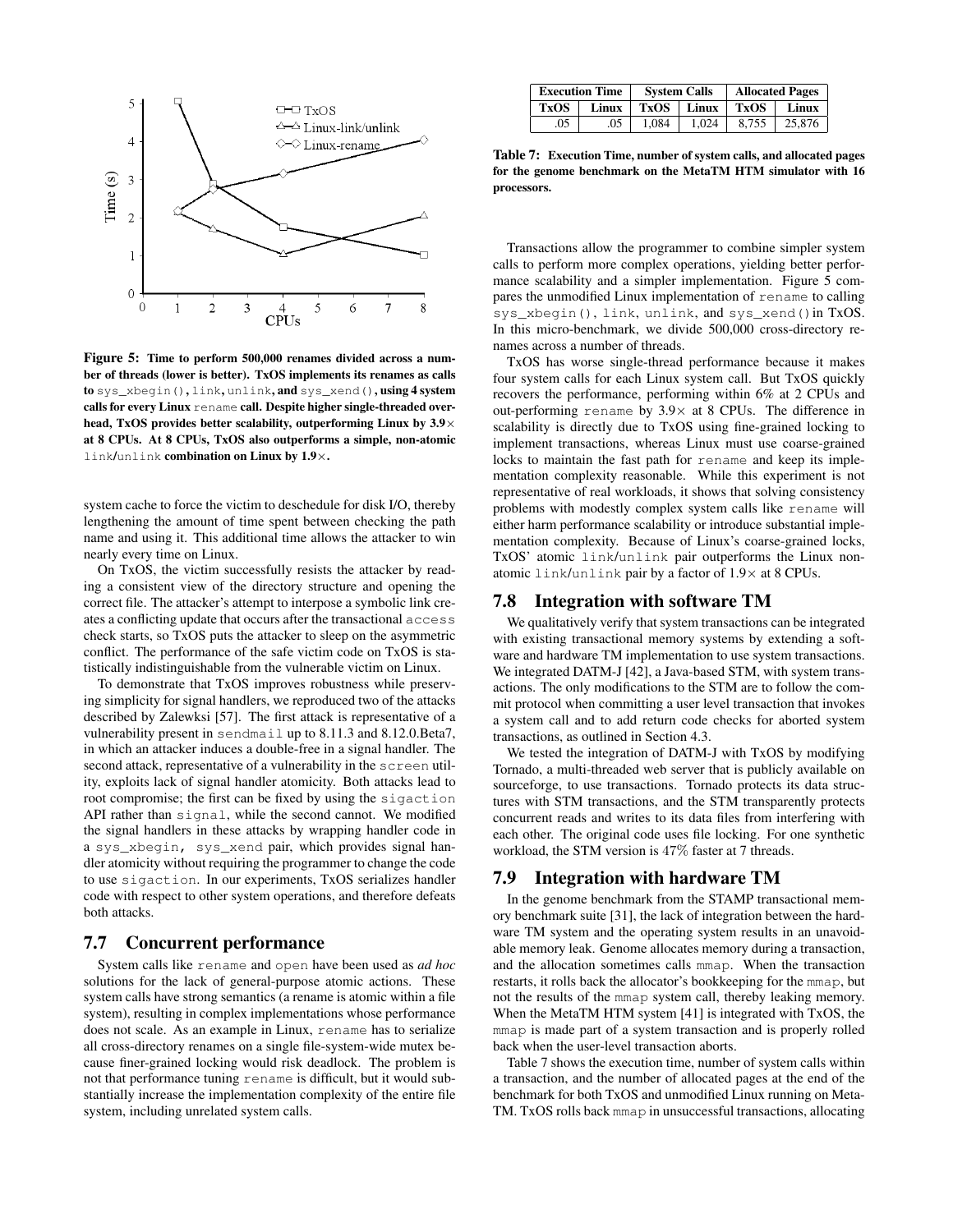5

4

3

2

1

0

Time (s)

0 1 2 3 4 5 6 7 8

CPUs

TxOS

Linux-link/unlink

Linux-rename

**Figure 5: Time to perform 500,000 renames divided across a number of threads (lower is better). TxOS implements its renames as calls to `sys_xbegin()`, `link`, `unlink`, and `sys_xend()`, using 4 system calls for every Linux `rename` call. Despite higher single-threaded overhead, TxOS provides better scalability, outperforming Linux by 3.9× at 8 CPUs. At 8 CPUs, TxOS also outperforms a simple, non-atomic `link`/`unlink` combination on Linux by 1.9×.**

system cache to force the victim to deschedule for disk I/O, thereby lengthening the amount of time spent between checking the path name and using it. This additional time allows the attacker to win nearly every time on Linux.

On TxOS, the victim successfully resists the attacker by reading a consistent view of the directory structure and opening the correct file. The attacker's attempt to interpose a symbolic link creates a conflicting update that occurs after the transactional `access` check starts, so TxOS puts the attacker to sleep on the asymmetric conflict. The performance of the safe victim code on TxOS is statistically indistinguishable from the vulnerable victim on Linux.

To demonstrate that TxOS improves robustness while preserving simplicity for signal handlers, we reproduced two of the attacks described by Zalewksi [57]. The first attack is representative of a vulnerability present in `sendmail` up to 8.11.3 and 8.12.0.Beta7, in which an attacker induces a double-free in a signal handler. The second attack, representative of a vulnerability in the `screen` utility, exploits lack of signal handler atomicity. Both attacks lead to root compromise; the first can be fixed by using the `sigaction` API rather than `signal`, while the second cannot. We modified the signal handlers in these attacks by wrapping handler code in a `sys_xbegin, sys_xend` pair, which provides signal handler atomicity without requiring the programmer to change the code to use `sigaction`. In our experiments, TxOS serializes handler code with respect to other system operations, and therefore defeats both attacks.

## 7.7 Concurrent performance

System calls like `rename` and `open` have been used as *ad hoc* solutions for the lack of general-purpose atomic actions. These system calls have strong semantics (a rename is atomic within a file system), resulting in complex implementations whose performance does not scale. As an example in Linux, `rename` has to serialize all cross-directory renames on a single file-system-wide mutex because finer-grained locking would risk deadlock. The problem is not that performance tuning `rename` is difficult, but it would substantially increase the implementation complexity of the entire file system, including unrelated system calls.

| Execution Time | | System Calls | | Allocated Pages | |
|---|---|---|---|---|---|
| **TxOS** | **Linux** | **TxOS** | **Linux** | **TxOS** | **Linux** |
| .05 | .05 | 1,084 | 1,024 | 8,755 | 25,876 |

**Table 7: Execution Time, number of system calls, and allocated pages for the genome benchmark on the MetaTM HTM simulator with 16 processors.**

Transactions allow the programmer to combine simpler system calls to perform more complex operations, yielding better performance scalability and a simpler implementation. Figure 5 compares the unmodified Linux implementation of `rename` to calling `sys_xbegin()`, `link`, `unlink`, and `sys_xend()` in TxOS. In this micro-benchmark, we divide 500,000 cross-directory renames across a number of threads.

TxOS has worse single-thread performance because it makes four system calls for each Linux system call. But TxOS quickly recovers the performance, performing within 6% at 2 CPUs and out-performing `rename` by 3.9× at 8 CPUs. The difference in scalability is directly due to TxOS using fine-grained locking to implement transactions, whereas Linux must use coarse-grained locks to maintain the fast path for `rename` and keep its implementation complexity reasonable. While this experiment is not representative of real workloads, it shows that solving consistency problems with modestly complex system calls like `rename` will either harm performance scalability or introduce substantial implementation complexity. Because of Linux's coarse-grained locks, TxOS' atomic `link`/`unlink` pair outperforms the Linux non-atomic `link`/`unlink` pair by a factor of 1.9× at 8 CPUs.

## 7.8 Integration with software TM

We qualitatively verify that system transactions can be integrated with existing transactional memory systems by extending a software and hardware TM implementation to use system transactions. We integrated DATM-J [42], a Java-based STM, with system transactions. The only modifications to the STM are to follow the commit protocol when committing a user level transaction that invokes a system call and to add return code checks for aborted system transactions, as outlined in Section 4.3.

We tested the integration of DATM-J with TxOS by modifying Tornado, a multi-threaded web server that is publicly available on sourceforge, to use transactions. Tornado protects its data structures with STM transactions, and the STM transparently protects concurrent reads and writes to its data files from interfering with each other. The original code uses file locking. For one synthetic workload, the STM version is 47% faster at 7 threads.

## 7.9 Integration with hardware TM

In the genome benchmark from the STAMP transactional memory benchmark suite [31], the lack of integration between the hardware TM system and the operating system results in an unavoidable memory leak. Genome allocates memory during a transaction, and the allocation sometimes calls `mmap`. When the transaction restarts, it rolls back the allocator's bookkeeping for the `mmap`, but not the results of the `mmap` system call, thereby leaking memory. When the MetaTM HTM system [41] is integrated with TxOS, the `mmap` is made part of a system transaction and is properly rolled back when the user-level transaction aborts.

Table 7 shows the execution time, number of system calls within a transaction, and the number of allocated pages at the end of the benchmark for both TxOS and unmodified Linux running on MetaTM. TxOS rolls back `mmap` in unsuccessful transactions, allocating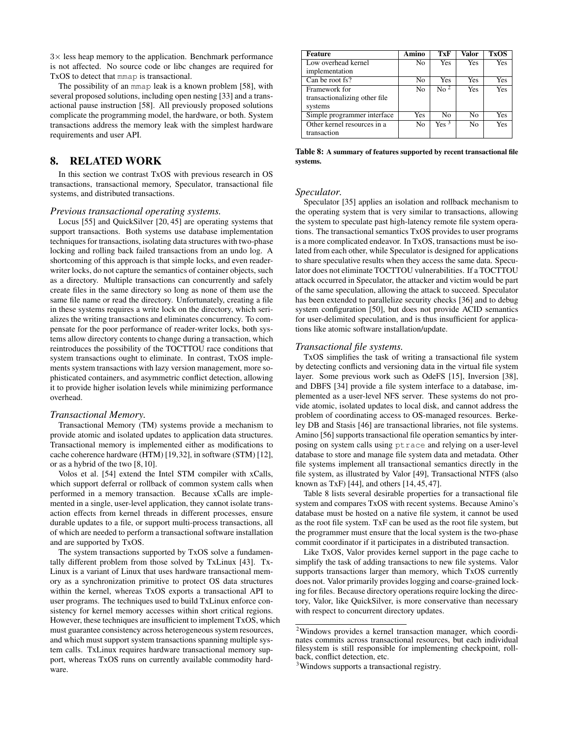3× less heap memory to the application. Benchmark performance is not affected. No source code or libc changes are required for TxOS to detect that `mmap` is transactional.

The possibility of an `mmap` leak is a known problem [58], with several proposed solutions, including open nesting [33] and a transactional pause instruction [58]. All previously proposed solutions complicate the programming model, the hardware, or both. System transactions address the memory leak with the simplest hardware requirements and user API.

# 8. RELATED WORK

In this section we contrast TxOS with previous research in OS transactions, transactional memory, Speculator, transactional file systems, and distributed transactions.

### *Previous transactional operating systems.*

Locus [55] and QuickSilver [20, 45] are operating systems that support transactions. Both systems use database implementation techniques for transactions, isolating data structures with two-phase locking and rolling back failed transactions from an undo log. A shortcoming of this approach is that simple locks, and even reader-writer locks, do not capture the semantics of container objects, such as a directory. Multiple transactions can concurrently and safely create files in the same directory so long as none of them use the same file name or read the directory. Unfortunately, creating a file in these systems requires a write lock on the directory, which serializes the writing transactions and eliminates concurrency. To compensate for the poor performance of reader-writer locks, both systems allow directory contents to change during a transaction, which reintroduces the possibility of the TOCTTOU race conditions that system transactions ought to eliminate. In contrast, TxOS implements system transactions with lazy version management, more sophisticated containers, and asymmetric conflict detection, allowing it to provide higher isolation levels while minimizing performance overhead.

### *Transactional Memory.*

Transactional Memory (TM) systems provide a mechanism to provide atomic and isolated updates to application data structures. Transactional memory is implemented either as modifications to cache coherence hardware (HTM) [19,32], in software (STM) [12], or as a hybrid of the two [8, 10].

Volos et al. [54] extend the Intel STM compiler with xCalls, which support deferral or rollback of common system calls when performed in a memory transaction. Because xCalls are implemented in a single, user-level application, they cannot isolate transaction effects from kernel threads in different processes, ensure durable updates to a file, or support multi-process transactions, all of which are needed to perform a transactional software installation and are supported by TxOS.

The system transactions supported by TxOS solve a fundamentally different problem from those solved by TxLinux [43]. TxLinux is a variant of Linux that uses hardware transactional memory as a synchronization primitive to protect OS data structures within the kernel, whereas TxOS exports a transactional API to user programs. The techniques used to build TxLinux enforce consistency for kernel memory accesses within short critical regions. However, these techniques are insufficient to implement TxOS, which must guarantee consistency across heterogeneous system resources, and which must support system transactions spanning multiple system calls. TxLinux requires hardware transactional memory support, whereas TxOS runs on currently available commodity hardware.

| Feature | Amino | TxF | Valor | TxOS |
|---|---|---|---|---|
| Low overhead kernel implementation | No | Yes | Yes | Yes |
| Can be root fs? | No | Yes | Yes | Yes |
| Framework for transactionalizing other file systems | No | No [2] | Yes | Yes |
| Simple programmer interface | Yes | No | No | Yes |
| Other kernel resources in a transaction | No | Yes [3] | No | Yes |

**Table 8: A summary of features supported by recent transactional file systems.**

### *Speculator.*

Speculator [35] applies an isolation and rollback mechanism to the operating system that is very similar to transactions, allowing the system to speculate past high-latency remote file system operations. The transactional semantics TxOS provides to user programs is a more complicated endeavor. In TxOS, transactions must be isolated from each other, while Speculator is designed for applications to share speculative results when they access the same data. Speculator does not eliminate TOCTTOU vulnerabilities. If a TOCTTOU attack occurred in Speculator, the attacker and victim would be part of the same speculation, allowing the attack to succeed. Speculator has been extended to parallelize security checks [36] and to debug system configuration [50], but does not provide ACID semantics for user-delimited speculation, and is thus insufficient for applications like atomic software installation/update.

### *Transactional file systems.*

TxOS simplifies the task of writing a transactional file system by detecting conflicts and versioning data in the virtual file system layer. Some previous work such as OdeFS [15], Inversion [38], and DBFS [34] provide a file system interface to a database, implemented as a user-level NFS server. These systems do not provide atomic, isolated updates to local disk, and cannot address the problem of coordinating access to OS-managed resources. Berkeley DB and Stasis [46] are transactional libraries, not file systems. Amino [56] supports transactional file operation semantics by interposing on system calls using `ptrace` and relying on a user-level database to store and manage file system data and metadata. Other file systems implement all transactional semantics directly in the file system, as illustrated by Valor [49], Transactional NTFS (also known as TxF) [44], and others [14, 45, 47].

Table 8 lists several desirable properties for a transactional file system and compares TxOS with recent systems. Because Amino's database must be hosted on a native file system, it cannot be used as the root file system. TxF can be used as the root file system, but the programmer must ensure that the local system is the two-phase commit coordinator if it participates in a distributed transaction.

Like TxOS, Valor provides kernel support in the page cache to simplify the task of adding transactions to new file systems. Valor supports transactions larger than memory, which TxOS currently does not. Valor primarily provides logging and coarse-grained locking for files. Because directory operations require locking the directory, Valor, like QuickSilver, is more conservative than necessary with respect to concurrent directory updates.

[2] Windows provides a kernel transaction manager, which coordinates commits across transactional resources, but each individual filesystem is still responsible for implementing checkpoint, rollback, conflict detection, etc.

[3] Windows supports a transactional registry.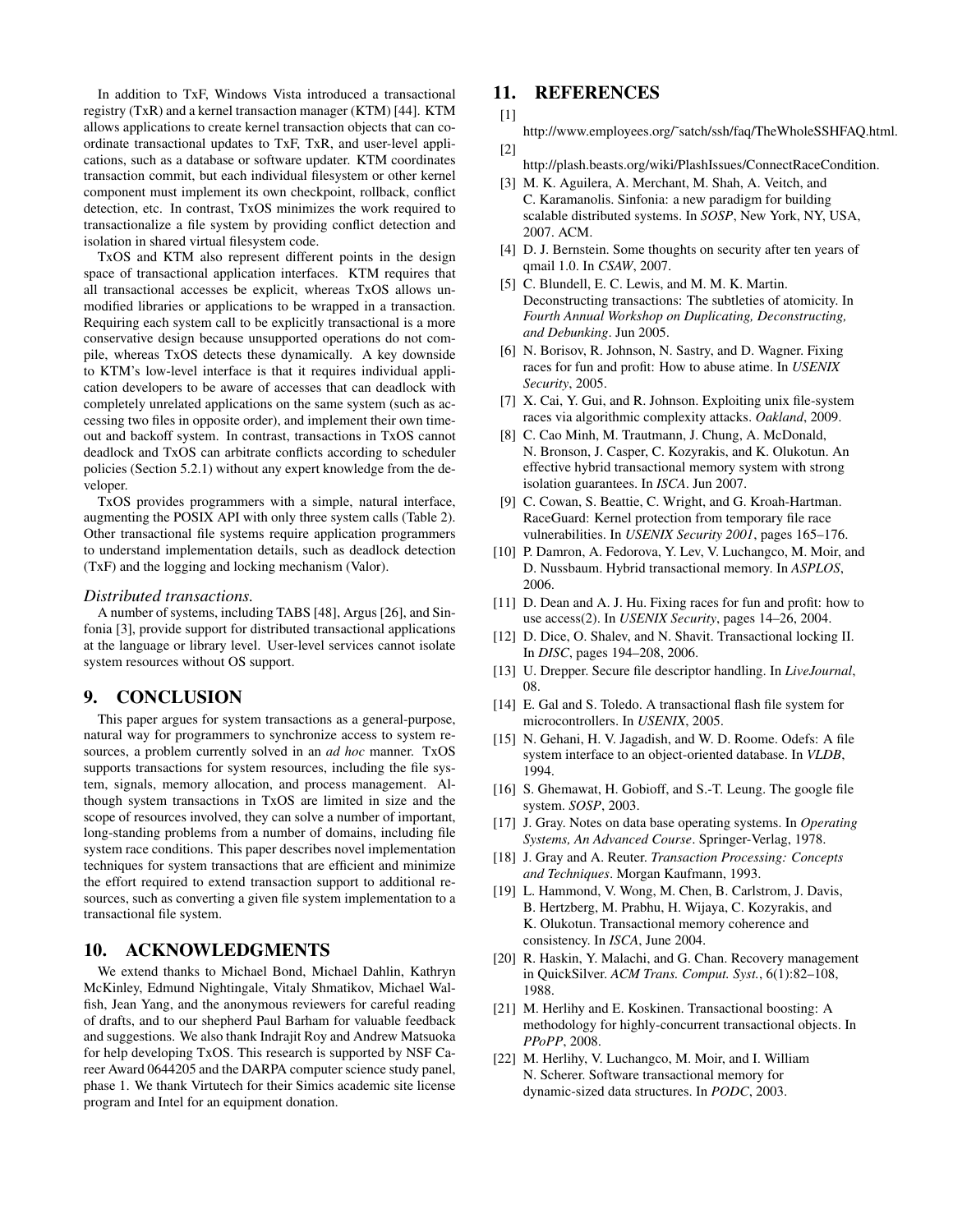In addition to TxF, Windows Vista introduced a transactional registry (TxR) and a kernel transaction manager (KTM) [44]. KTM allows applications to create kernel transaction objects that can coordinate transactional updates to TxF, TxR, and user-level applications, such as a database or software updater. KTM coordinates transaction commit, but each individual filesystem or other kernel component must implement its own checkpoint, rollback, conflict detection, etc. In contrast, TxOS minimizes the work required to transactionalize a file system by providing conflict detection and isolation in shared virtual filesystem code.

TxOS and KTM also represent different points in the design space of transactional application interfaces. KTM requires that all transactional accesses be explicit, whereas TxOS allows unmodified libraries or applications to be wrapped in a transaction. Requiring each system call to be explicitly transactional is a more conservative design because unsupported operations do not compile, whereas TxOS detects these dynamically. A key downside to KTM's low-level interface is that it requires individual application developers to be aware of accesses that can deadlock with completely unrelated applications on the same system (such as accessing two files in opposite order), and implement their own timeout and backoff system. In contrast, transactions in TxOS cannot deadlock and TxOS can arbitrate conflicts according to scheduler policies (Section 5.2.1) without any expert knowledge from the developer.

TxOS provides programmers with a simple, natural interface, augmenting the POSIX API with only three system calls (Table 2). Other transactional file systems require application programmers to understand implementation details, such as deadlock detection (TxF) and the logging and locking mechanism (Valor).

*Distributed transactions.*

A number of systems, including TABS [48], Argus [26], and Sinfonia [3], provide support for distributed transactional applications at the language or library level. User-level services cannot isolate system resources without OS support.

## 9. CONCLUSION

This paper argues for system transactions as a general-purpose, natural way for programmers to synchronize access to system resources, a problem currently solved in an *ad hoc* manner. TxOS supports transactions for system resources, including the file system, signals, memory allocation, and process management. Although system transactions in TxOS are limited in size and the scope of resources involved, they can solve a number of important, long-standing problems from a number of domains, including file system race conditions. This paper describes novel implementation techniques for system transactions that are efficient and minimize the effort required to extend transaction support to additional resources, such as converting a given file system implementation to a transactional file system.

## 10. ACKNOWLEDGMENTS

We extend thanks to Michael Bond, Michael Dahlin, Kathryn McKinley, Edmund Nightingale, Vitaly Shmatikov, Michael Walfish, Jean Yang, and the anonymous reviewers for careful reading of drafts, and to our shepherd Paul Barham for valuable feedback and suggestions. We also thank Indrajit Roy and Andrew Matsuoka for help developing TxOS. This research is supported by NSF Career Award 0644205 and the DARPA computer science study panel, phase 1. We thank Virtutech for their Simics academic site license program and Intel for an equipment donation.

## 11. REFERENCES

[1] http://www.employees.org/˜satch/ssh/faq/TheWholeSSHFAQ.html.

[2] http://plash.beasts.org/wiki/PlashIssues/ConnectRaceCondition.

[3] M. K. Aguilera, A. Merchant, M. Shah, A. Veitch, and C. Karamanolis. Sinfonia: a new paradigm for building scalable distributed systems. In *SOSP*, New York, NY, USA, 2007. ACM.

[4] D. J. Bernstein. Some thoughts on security after ten years of qmail 1.0. In *CSAW*, 2007.

[5] C. Blundell, E. C. Lewis, and M. M. K. Martin. Deconstructing transactions: The subtleties of atomicity. In *Fourth Annual Workshop on Duplicating, Deconstructing, and Debunking*. Jun 2005.

[6] N. Borisov, R. Johnson, N. Sastry, and D. Wagner. Fixing races for fun and profit: How to abuse atime. In *USENIX Security*, 2005.

[7] X. Cai, Y. Gui, and R. Johnson. Exploiting unix file-system races via algorithmic complexity attacks. *Oakland*, 2009.

[8] C. Cao Minh, M. Trautmann, J. Chung, A. McDonald, N. Bronson, J. Casper, C. Kozyrakis, and K. Olukotun. An effective hybrid transactional memory system with strong isolation guarantees. In *ISCA*. Jun 2007.

[9] C. Cowan, S. Beattie, C. Wright, and G. Kroah-Hartman. RaceGuard: Kernel protection from temporary file race vulnerabilities. In *USENIX Security 2001*, pages 165–176.

[10] P. Damron, A. Fedorova, Y. Lev, V. Luchangco, M. Moir, and D. Nussbaum. Hybrid transactional memory. In *ASPLOS*, 2006.

[11] D. Dean and A. J. Hu. Fixing races for fun and profit: how to use access(2). In *USENIX Security*, pages 14–26, 2004.

[12] D. Dice, O. Shalev, and N. Shavit. Transactional locking II. In *DISC*, pages 194–208, 2006.

[13] U. Drepper. Secure file descriptor handling. In *LiveJournal*, 08.

[14] E. Gal and S. Toledo. A transactional flash file system for microcontrollers. In *USENIX*, 2005.

[15] N. Gehani, H. V. Jagadish, and W. D. Roome. Odefs: A file system interface to an object-oriented database. In *VLDB*, 1994.

[16] S. Ghemawat, H. Gobioff, and S.-T. Leung. The google file system. *SOSP*, 2003.

[17] J. Gray. Notes on data base operating systems. In *Operating Systems, An Advanced Course*. Springer-Verlag, 1978.

[18] J. Gray and A. Reuter. *Transaction Processing: Concepts and Techniques*. Morgan Kaufmann, 1993.

[19] L. Hammond, V. Wong, M. Chen, B. Carlstrom, J. Davis, B. Hertzberg, M. Prabhu, H. Wijaya, C. Kozyrakis, and K. Olukotun. Transactional memory coherence and consistency. In *ISCA*, June 2004.

[20] R. Haskin, Y. Malachi, and G. Chan. Recovery management in QuickSilver. *ACM Trans. Comput. Syst.*, 6(1):82–108, 1988.

[21] M. Herlihy and E. Koskinen. Transactional boosting: A methodology for highly-concurrent transactional objects. In *PPoPP*, 2008.

[22] M. Herlihy, V. Luchangco, M. Moir, and I. William N. Scherer. Software transactional memory for dynamic-sized data structures. In *PODC*, 2003.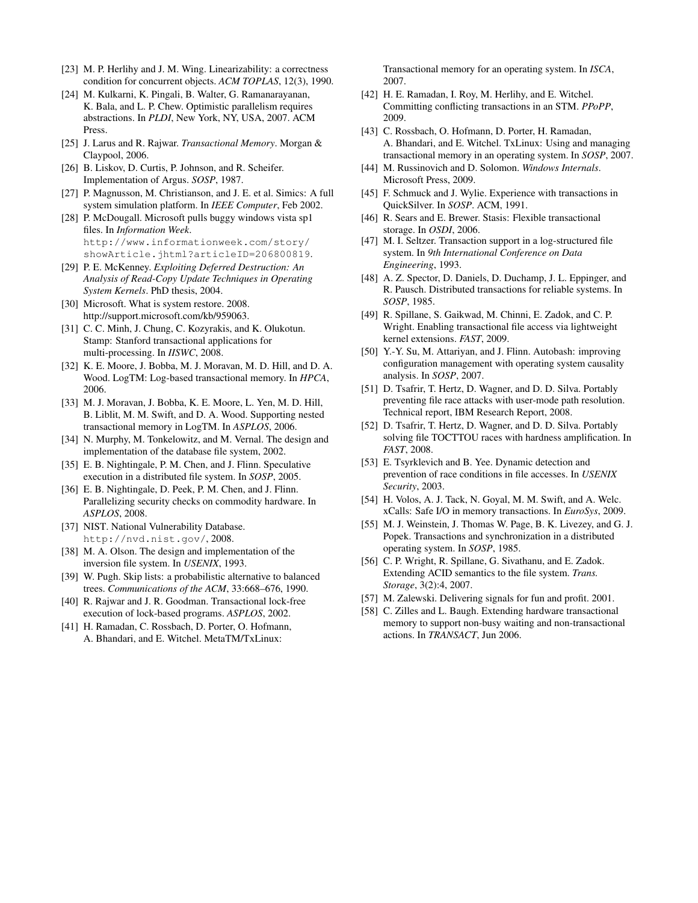[23] M. P. Herlihy and J. M. Wing. Linearizability: a correctness condition for concurrent objects. *ACM TOPLAS*, 12(3), 1990.

[24] M. Kulkarni, K. Pingali, B. Walter, G. Ramanarayanan, K. Bala, and L. P. Chew. Optimistic parallelism requires abstractions. In *PLDI*, New York, NY, USA, 2007. ACM Press.

[25] J. Larus and R. Rajwar. *Transactional Memory*. Morgan & Claypool, 2006.

[26] B. Liskov, D. Curtis, P. Johnson, and R. Scheifer. Implementation of Argus. *SOSP*, 1987.

[27] P. Magnusson, M. Christianson, and J. E. et al. Simics: A full system simulation platform. In *IEEE Computer*, Feb 2002.

[28] P. McDougall. Microsoft pulls buggy windows vista sp1 files. In *Information Week*. `http://www.informationweek.com/story/showArticle.jhtml?articleID=206800819`.

[29] P. E. McKenney. *Exploiting Deferred Destruction: An Analysis of Read-Copy Update Techniques in Operating System Kernels*. PhD thesis, 2004.

[30] Microsoft. What is system restore. 2008. http://support.microsoft.com/kb/959063.

[31] C. C. Minh, J. Chung, C. Kozyrakis, and K. Olukotun. Stamp: Stanford transactional applications for multi-processing. In *IISWC*, 2008.

[32] K. E. Moore, J. Bobba, M. J. Moravan, M. D. Hill, and D. A. Wood. LogTM: Log-based transactional memory. In *HPCA*, 2006.

[33] M. J. Moravan, J. Bobba, K. E. Moore, L. Yen, M. D. Hill, B. Liblit, M. M. Swift, and D. A. Wood. Supporting nested transactional memory in LogTM. In *ASPLOS*, 2006.

[34] N. Murphy, M. Tonkelowitz, and M. Vernal. The design and implementation of the database file system, 2002.

[35] E. B. Nightingale, P. M. Chen, and J. Flinn. Speculative execution in a distributed file system. In *SOSP*, 2005.

[36] E. B. Nightingale, D. Peek, P. M. Chen, and J. Flinn. Parallelizing security checks on commodity hardware. In *ASPLOS*, 2008.

[37] NIST. National Vulnerability Database. `http://nvd.nist.gov/`, 2008.

[38] M. A. Olson. The design and implementation of the inversion file system. In *USENIX*, 1993.

[39] W. Pugh. Skip lists: a probabilistic alternative to balanced trees. *Communications of the ACM*, 33:668–676, 1990.

[40] R. Rajwar and J. R. Goodman. Transactional lock-free execution of lock-based programs. *ASPLOS*, 2002.

[41] H. Ramadan, C. Rossbach, D. Porter, O. Hofmann, A. Bhandari, and E. Witchel. MetaTM/TxLinux: Transactional memory for an operating system. In *ISCA*, 2007.

[42] H. E. Ramadan, I. Roy, M. Herlihy, and E. Witchel. Committing conflicting transactions in an STM. *PPoPP*, 2009.

[43] C. Rossbach, O. Hofmann, D. Porter, H. Ramadan, A. Bhandari, and E. Witchel. TxLinux: Using and managing transactional memory in an operating system. In *SOSP*, 2007.

[44] M. Russinovich and D. Solomon. *Windows Internals*. Microsoft Press, 2009.

[45] F. Schmuck and J. Wylie. Experience with transactions in QuickSilver. In *SOSP*. ACM, 1991.

[46] R. Sears and E. Brewer. Stasis: Flexible transactional storage. In *OSDI*, 2006.

[47] M. I. Seltzer. Transaction support in a log-structured file system. In *9th International Conference on Data Engineering*, 1993.

[48] A. Z. Spector, D. Daniels, D. Duchamp, J. L. Eppinger, and R. Pausch. Distributed transactions for reliable systems. In *SOSP*, 1985.

[49] R. Spillane, S. Gaikwad, M. Chinni, E. Zadok, and C. P. Wright. Enabling transactional file access via lightweight kernel extensions. *FAST*, 2009.

[50] Y.-Y. Su, M. Attariyan, and J. Flinn. Autobash: improving configuration management with operating system causality analysis. In *SOSP*, 2007.

[51] D. Tsafrir, T. Hertz, D. Wagner, and D. D. Silva. Portably preventing file race attacks with user-mode path resolution. Technical report, IBM Research Report, 2008.

[52] D. Tsafrir, T. Hertz, D. Wagner, and D. D. Silva. Portably solving file TOCTTOU races with hardness amplification. In *FAST*, 2008.

[53] E. Tsyrklevich and B. Yee. Dynamic detection and prevention of race conditions in file accesses. In *USENIX Security*, 2003.

[54] H. Volos, A. J. Tack, N. Goyal, M. M. Swift, and A. Welc. xCalls: Safe I/O in memory transactions. In *EuroSys*, 2009.

[55] M. J. Weinstein, J. Thomas W. Page, B. K. Livezey, and G. J. Popek. Transactions and synchronization in a distributed operating system. In *SOSP*, 1985.

[56] C. P. Wright, R. Spillane, G. Sivathanu, and E. Zadok. Extending ACID semantics to the file system. *Trans. Storage*, 3(2):4, 2007.

[57] M. Zalewski. Delivering signals for fun and profit. 2001.

[58] C. Zilles and L. Baugh. Extending hardware transactional memory to support non-busy waiting and non-transactional actions. In *TRANSACT*, Jun 2006.